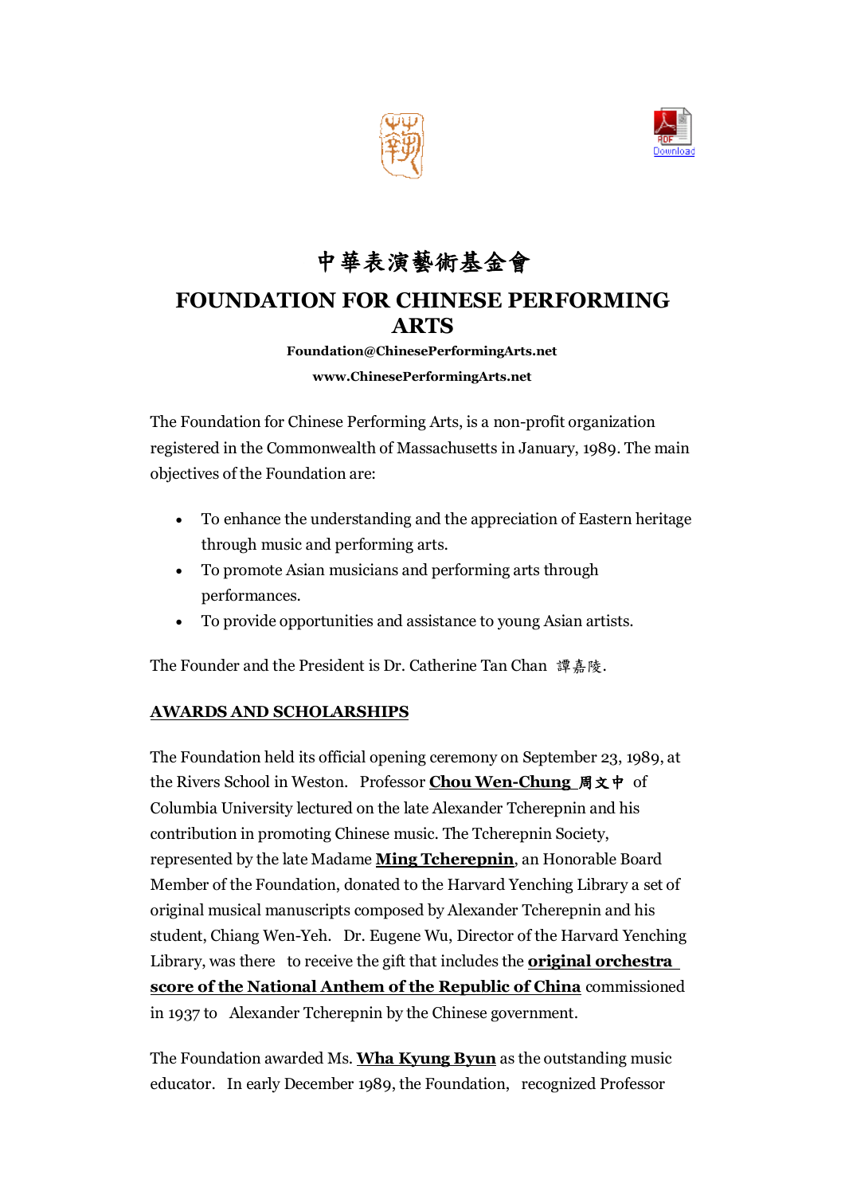# 中華表演藝術基金會

# FOUNDATION FOR CHINESE PERFORMING ARTS

**Foundation@ChinesePerformingArts.net**

**www.ChinesePerformingArts.net**

The Foundation for Chinese Performing Arts, is a non-profit organization registered in the Commonwealth of Massachusetts in January, 1989. The main objectives of the Foundation are:

- To enhance the understanding and the appreciation of Eastern heritage through music and performing arts.
- To promote Asian musicians and performing arts through performances.
- To provide opportunities and assistance to young Asian artists.

The Founder and the President is Dr. Catherine Tan Chan 譚嘉陵.

## AWARDS AND SCHOLARSHIPS

The Foundation held its official opening ceremony on September 23, 1989, at the Rivers School in Weston. Professor **Chou Wen-Chung 周文中** of Columbia University lectured on the late Alexander Tcherepnin and his contribution in promoting Chinese music. The Tcherepnin Society, represented by the late Madame **Ming Tcherepnin**, an Honorable Board Member of the Foundation, donated to the Harvard Yenching Library a set of original musical manuscripts composed by Alexander Tcherepnin and his student, Chiang Wen-Yeh. Dr. Eugene Wu, Director of the Harvard Yenching Library, was there to receive the gift that includes the **original orchestra score of the National Anthem of the Republic of China** commissioned in 1937 to Alexander Tcherepnin by the Chinese government.

The Foundation awarded Ms. **Wha Kyung Byun** as the outstanding music educator. In early December 1989, the Foundation, recognized Professor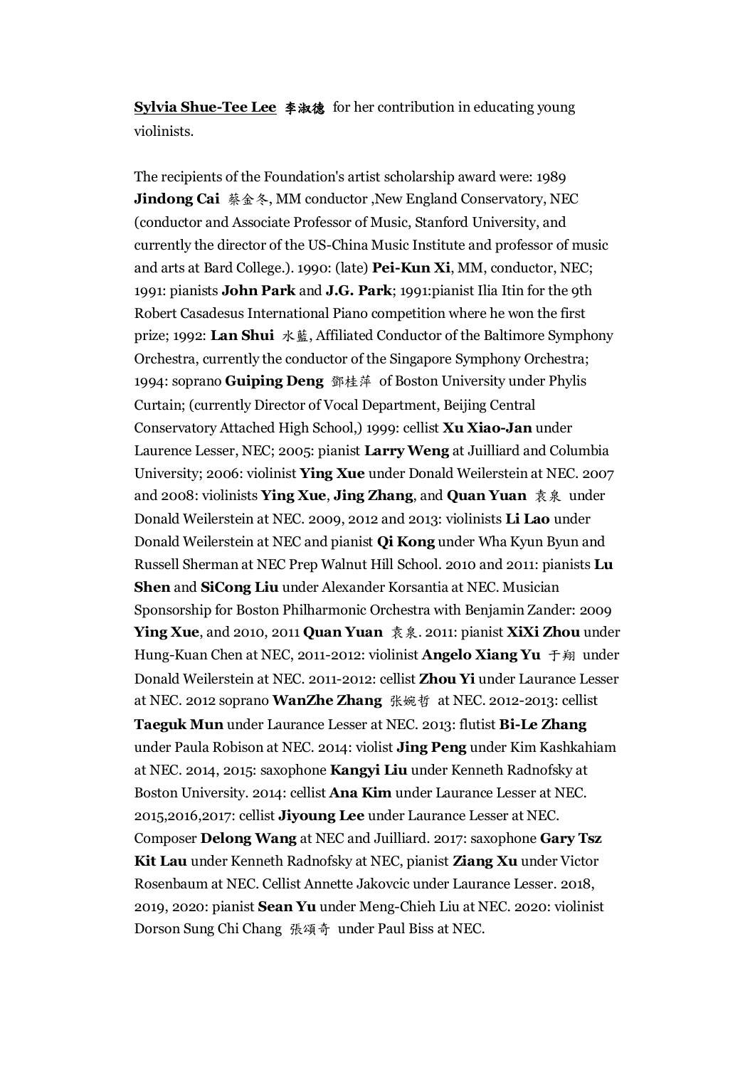**<u>Sylvia Shue-Tee Lee</u> 李淑德** for her contribution in educating young violinists.

The recipients of the Foundation's artist scholarship award were: 1989 **Jindong Cai** 蔡金冬, MM conductor ,New England Conservatory, NEC (conductor and Associate Professor of Music, Stanford University, and currently the director of the US-China Music Institute and professor of music and arts at Bard College.). 1990: (late) **Pei-Kun Xi**, MM, conductor, NEC; 1991: pianists **John Park** and **J.G. Park**; 1991:pianist Ilia Itin for the 9th Robert Casadesus International Piano competition where he won the first prize; 1992: **Lan Shui** 水藍, Affiliated Conductor of the Baltimore Symphony Orchestra, currently the conductor of the Singapore Symphony Orchestra; 1994: soprano **Guiping Deng** 鄧桂萍 of Boston University under Phylis Curtain; (currently Director of Vocal Department, Beijing Central Conservatory Attached High School,) 1999: cellist **Xu Xiao-Jan** under Laurence Lesser, NEC; 2005: pianist **Larry Weng** at Juilliard and Columbia University; 2006: violinist **Ying Xue** under Donald Weilerstein at NEC. 2007 and 2008: violinists **Ying Xue**, **Jing Zhang**, and **Quan Yuan** 袁泉 under Donald Weilerstein at NEC. 2009, 2012 and 2013: violinists **Li Lao** under Donald Weilerstein at NEC and pianist **Qi Kong** under Wha Kyun Byun and Russell Sherman at NEC Prep Walnut Hill School. 2010 and 2011: pianists **Lu Shen** and **SiCong Liu** under Alexander Korsantia at NEC. Musician Sponsorship for Boston Philharmonic Orchestra with Benjamin Zander: 2009 **Ying Xue**, and 2010, 2011 **Quan Yuan** 袁泉. 2011: pianist **XiXi Zhou** under Hung-Kuan Chen at NEC, 2011-2012: violinist **Angelo Xiang Yu** 于翔 under Donald Weilerstein at NEC. 2011-2012: cellist **Zhou Yi** under Laurance Lesser at NEC. 2012 soprano **WanZhe Zhang** 张婉哲 at NEC. 2012-2013: cellist **Taeguk Mun** under Laurance Lesser at NEC. 2013: flutist **Bi-Le Zhang** under Paula Robison at NEC. 2014: violist **Jing Peng** under Kim Kashkahiam at NEC. 2014, 2015: saxophone **Kangyi Liu** under Kenneth Radnofsky at Boston University. 2014: cellist **Ana Kim** under Laurance Lesser at NEC. 2015,2016,2017: cellist **Jiyoung Lee** under Laurance Lesser at NEC. Composer **Delong Wang** at NEC and Juilliard. 2017: saxophone **Gary Tsz Kit Lau** under Kenneth Radnofsky at NEC, pianist **Ziang Xu** under Victor Rosenbaum at NEC. Cellist Annette Jakovcic under Laurance Lesser. 2018, 2019, 2020: pianist **Sean Yu** under Meng-Chieh Liu at NEC. 2020: violinist Dorson Sung Chi Chang 張頌奇 under Paul Biss at NEC.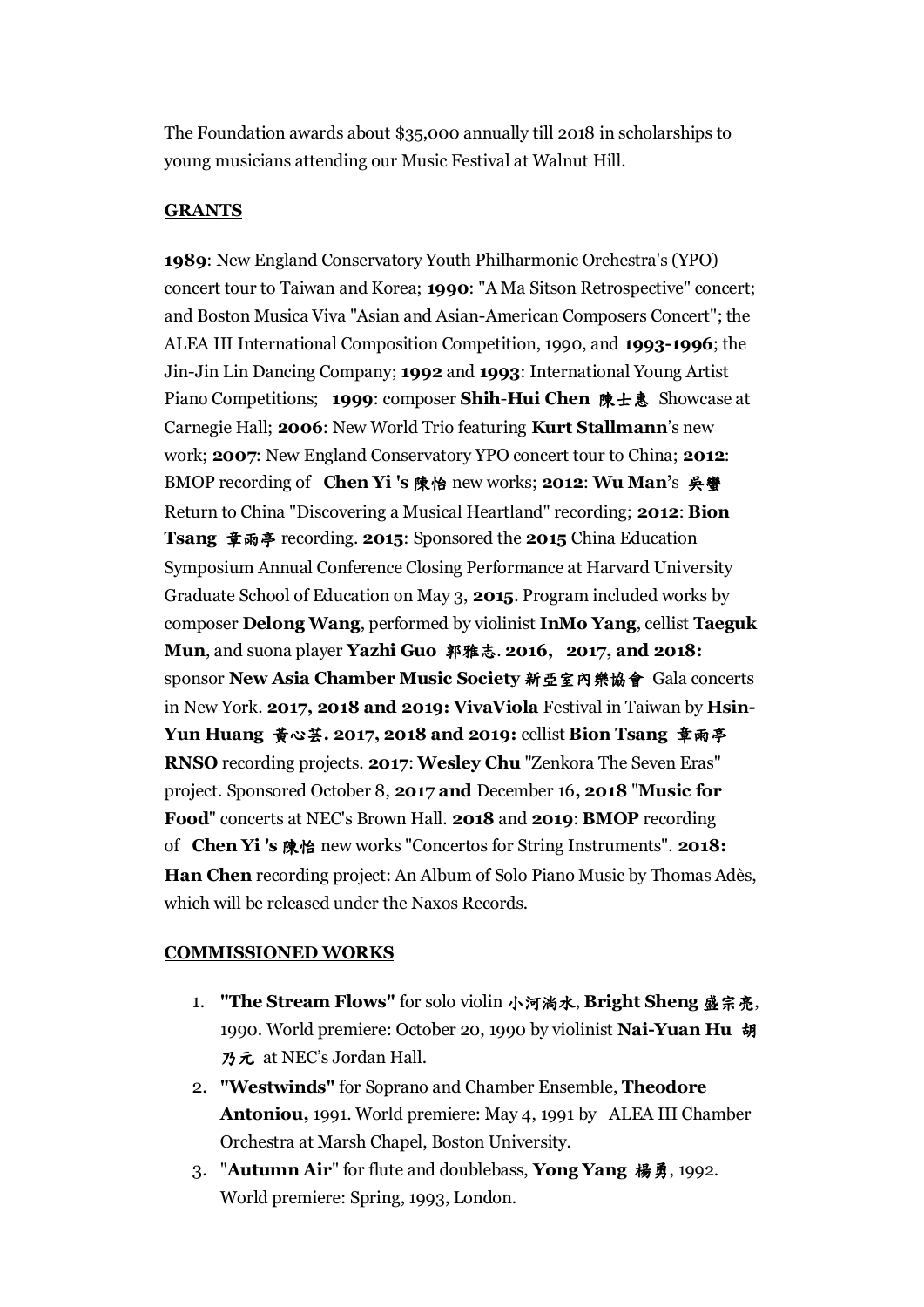The Foundation awards about $35,000 annually till 2018 in scholarships to young musicians attending our Music Festival at Walnut Hill.

**GRANTS**

**1989**: New England Conservatory Youth Philharmonic Orchestra's (YPO) concert tour to Taiwan and Korea; **1990**: "A Ma Sitson Retrospective" concert; and Boston Musica Viva "Asian and Asian-American Composers Concert"; the ALEA III International Composition Competition, 1990, and **1993-1996**; the Jin-Jin Lin Dancing Company; **1992** and **1993**: International Young Artist Piano Competitions; **1999**: composer **Shih-Hui Chen 陳士惠** Showcase at Carnegie Hall; **2006**: New World Trio featuring **Kurt Stallmann**'s new work; **2007**: New England Conservatory YPO concert tour to China; **2012**: BMOP recording of **Chen Yi 's 陳怡** new works; **2012**: **Wu Man's 吳蠻** Return to China "Discovering a Musical Heartland" recording; **2012**: **Bion Tsang 章雨亭** recording. **2015**: Sponsored the **2015** China Education Symposium Annual Conference Closing Performance at Harvard University Graduate School of Education on May 3, **2015**. Program included works by composer **Delong Wang**, performed by violinist **InMo Yang**, cellist **Taeguk Mun**, and suona player **Yazhi Guo 郭雅志**. **2016, 2017, and 2018:** sponsor **New Asia Chamber Music Society 新亞室內樂協會** Gala concerts in New York. **2017, 2018 and 2019: VivaViola** Festival in Taiwan by **Hsin-Yun Huang 黃心芸. 2017, 2018 and 2019:** cellist **Bion Tsang 章雨亭 RNSO** recording projects. **2017**: **Wesley Chu** "Zenkora The Seven Eras" project. Sponsored October 8, **2017 and** December 16**, 2018** "**Music for Food**" concerts at NEC's Brown Hall. **2018** and **2019**: **BMOP** recording of **Chen Yi 's 陳怡** new works "Concertos for String Instruments". **2018: Han Chen** recording project: An Album of Solo Piano Music by Thomas Adès, which will be released under the Naxos Records.

**COMMISSIONED WORKS**

1. **"The Stream Flows"** for solo violin 小河淌水, **Bright Sheng 盛宗亮**, 1990. World premiere: October 20, 1990 by violinist **Nai-Yuan Hu 胡乃元** at NEC's Jordan Hall.
2. **"Westwinds"** for Soprano and Chamber Ensemble, **Theodore Antoniou,** 1991. World premiere: May 4, 1991 by ALEA III Chamber Orchestra at Marsh Chapel, Boston University.
3. "**Autumn Air**" for flute and doublebass, **Yong Yang 楊勇**, 1992. World premiere: Spring, 1993, London.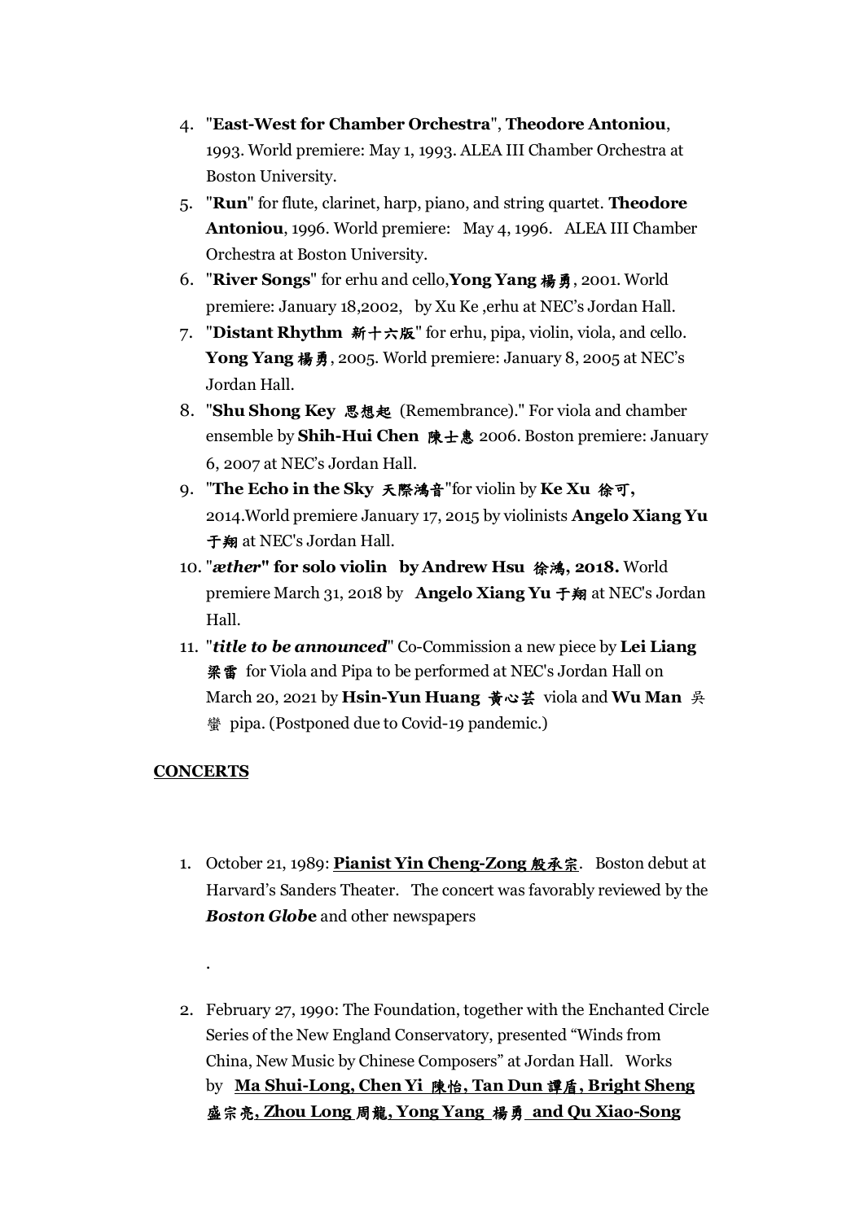4. "**East-West for Chamber Orchestra**", **Theodore Antoniou**, 1993. World premiere: May 1, 1993. ALEA III Chamber Orchestra at Boston University.
5. "**Run**" for flute, clarinet, harp, piano, and string quartet. **Theodore Antoniou**, 1996. World premiere: May 4, 1996. ALEA III Chamber Orchestra at Boston University.
6. "**River Songs**" for erhu and cello,**Yong Yang 楊勇**, 2001. World premiere: January 18,2002, by Xu Ke ,erhu at NEC's Jordan Hall.
7. "**Distant Rhythm 新十六版**" for erhu, pipa, violin, viola, and cello. **Yong Yang 楊勇**, 2005. World premiere: January 8, 2005 at NEC's Jordan Hall.
8. "**Shu Shong Key 思想起** (Remembrance)." For viola and chamber ensemble by **Shih-Hui Chen 陳士惠** 2006. Boston premiere: January 6, 2007 at NEC's Jordan Hall.
9. "**The Echo in the Sky 天際鴻音**"for violin by **Ke Xu 徐可,** 2014.World premiere January 17, 2015 by violinists **Angelo Xiang Yu 于翔** at NEC's Jordan Hall.
10. "***æther*" for solo violin by Andrew Hsu 徐鴻, 2018.** World premiere March 31, 2018 by **Angelo Xiang Yu 于翔** at NEC's Jordan Hall.
11. "***title to be announced***" Co-Commission a new piece by **Lei Liang 梁雷** for Viola and Pipa to be performed at NEC's Jordan Hall on March 20, 2021 by **Hsin-Yun Huang 黃心芸** viola and **Wu Man 吳蠻** pipa. (Postponed due to Covid-19 pandemic.)

**CONCERTS**

1. October 21, 1989: **Pianist Yin Cheng-Zong 殷承宗**. Boston debut at Harvard's Sanders Theater. The concert was favorably reviewed by the ***Boston Globe*** and other newspapers

   .

2. February 27, 1990: The Foundation, together with the Enchanted Circle Series of the New England Conservatory, presented "Winds from China, New Music by Chinese Composers" at Jordan Hall. Works by **Ma Shui-Long, Chen Yi 陳怡, Tan Dun 譚盾, Bright Sheng 盛宗亮, Zhou Long 周龍, Yong Yang 楊勇 and Qu Xiao-Song**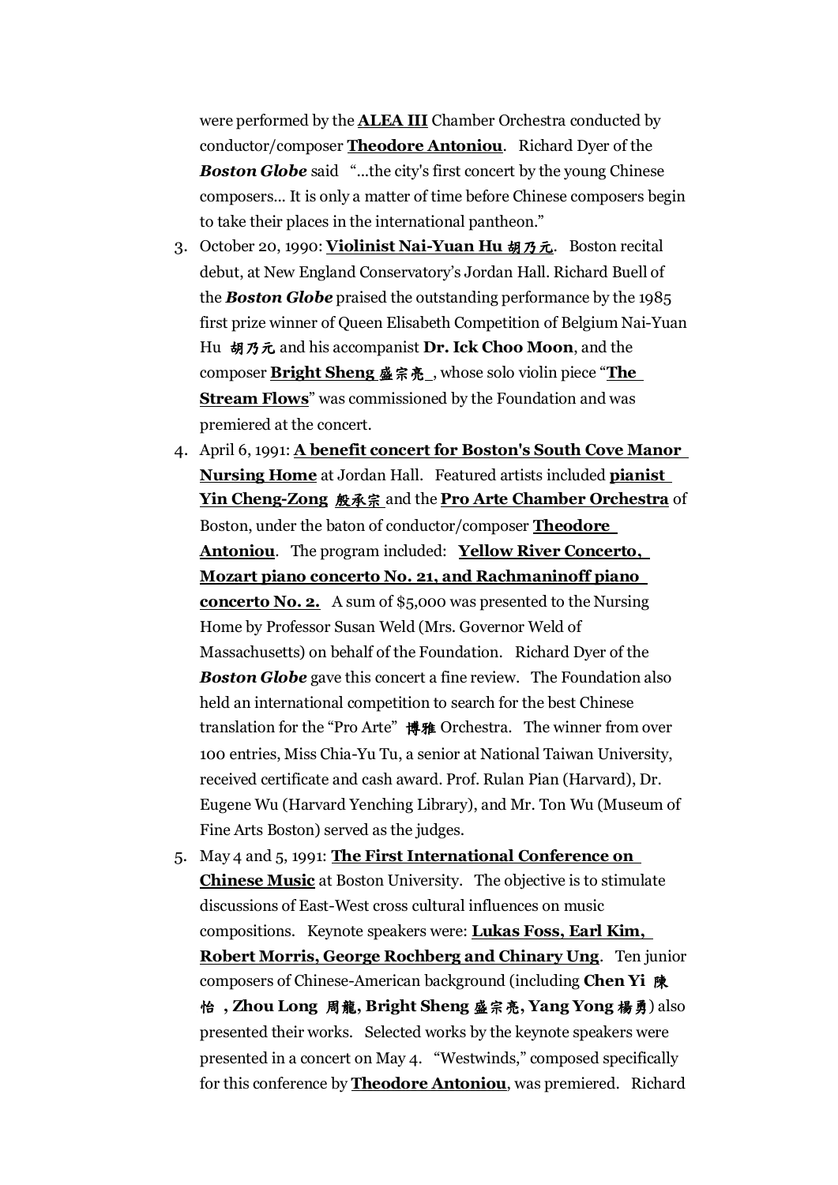were performed by the **ALEA III** Chamber Orchestra conducted by conductor/composer **Theodore Antoniou**. Richard Dyer of the ***Boston Globe*** said "...the city's first concert by the young Chinese composers... It is only a matter of time before Chinese composers begin to take their places in the international pantheon."

3. October 20, 1990: **Violinist Nai-Yuan Hu 胡乃元**. Boston recital debut, at New England Conservatory's Jordan Hall. Richard Buell of the ***Boston Globe*** praised the outstanding performance by the 1985 first prize winner of Queen Elisabeth Competition of Belgium Nai-Yuan Hu 胡乃元 and his accompanist **Dr. Ick Choo Moon**, and the composer **Bright Sheng 盛宗亮**, whose solo violin piece "**The Stream Flows**" was commissioned by the Foundation and was premiered at the concert.
4. April 6, 1991: **A benefit concert for Boston's South Cove Manor Nursing Home** at Jordan Hall. Featured artists included **pianist Yin Cheng-Zong 殷承宗** and the **Pro Arte Chamber Orchestra** of Boston, under the baton of conductor/composer **Theodore Antoniou**. The program included: **Yellow River Concerto, Mozart piano concerto No. 21, and Rachmaninoff piano concerto No. 2.** A sum of $5,000 was presented to the Nursing Home by Professor Susan Weld (Mrs. Governor Weld of Massachusetts) on behalf of the Foundation. Richard Dyer of the ***Boston Globe*** gave this concert a fine review. The Foundation also held an international competition to search for the best Chinese translation for the "Pro Arte" 博雅 Orchestra. The winner from over 100 entries, Miss Chia-Yu Tu, a senior at National Taiwan University, received certificate and cash award. Prof. Rulan Pian (Harvard), Dr. Eugene Wu (Harvard Yenching Library), and Mr. Ton Wu (Museum of Fine Arts Boston) served as the judges.
5. May 4 and 5, 1991: **The First International Conference on Chinese Music** at Boston University. The objective is to stimulate discussions of East-West cross cultural influences on music compositions. Keynote speakers were: **Lukas Foss, Earl Kim, Robert Morris, George Rochberg and Chinary Ung**. Ten junior composers of Chinese-American background (including **Chen Yi 陳怡, Zhou Long 周龍, Bright Sheng 盛宗亮, Yang Yong 楊勇**) also presented their works. Selected works by the keynote speakers were presented in a concert on May 4. "Westwinds," composed specifically for this conference by **Theodore Antoniou**, was premiered. Richard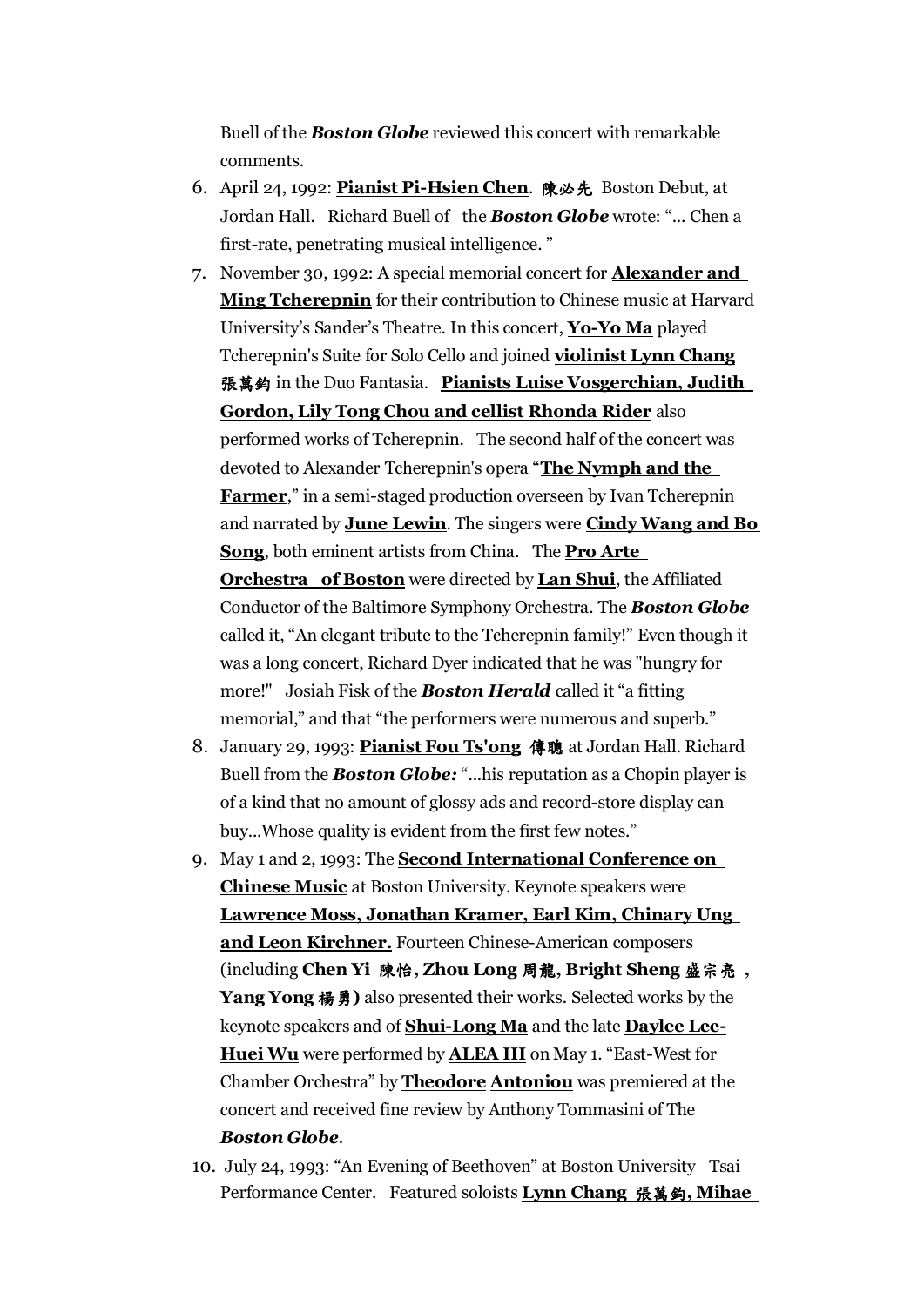Buell of the ***Boston Globe*** reviewed this concert with remarkable comments.

6. April 24, 1992: **Pianist Pi-Hsien Chen**. **陳必先** Boston Debut, at Jordan Hall. Richard Buell of the ***Boston Globe*** wrote: "... Chen a first-rate, penetrating musical intelligence. "
7. November 30, 1992: A special memorial concert for **Alexander and Ming Tcherepnin** for their contribution to Chinese music at Harvard University's Sander's Theatre. In this concert, **Yo-Yo Ma** played Tcherepnin's Suite for Solo Cello and joined **violinist Lynn Chang 張萬鈞** in the Duo Fantasia. **Pianists Luise Vosgerchian, Judith Gordon, Lily Tong Chou and cellist Rhonda Rider** also performed works of Tcherepnin. The second half of the concert was devoted to Alexander Tcherepnin's opera "**The Nymph and the Farmer**," in a semi-staged production overseen by Ivan Tcherepnin and narrated by **June Lewin**. The singers were **Cindy Wang and Bo Song**, both eminent artists from China. The **Pro Arte Orchestra of Boston** were directed by **Lan Shui**, the Affiliated Conductor of the Baltimore Symphony Orchestra. The ***Boston Globe*** called it, "An elegant tribute to the Tcherepnin family!" Even though it was a long concert, Richard Dyer indicated that he was "hungry for more!" Josiah Fisk of the ***Boston Herald*** called it "a fitting memorial," and that "the performers were numerous and superb."
8. January 29, 1993: **Pianist Fou Ts'ong 傅聰** at Jordan Hall. Richard Buell from the ***Boston Globe:*** "...his reputation as a Chopin player is of a kind that no amount of glossy ads and record-store display can buy...Whose quality is evident from the first few notes."
9. May 1 and 2, 1993: The **Second International Conference on Chinese Music** at Boston University. Keynote speakers were **Lawrence Moss, Jonathan Kramer, Earl Kim, Chinary Ung and Leon Kirchner.** Fourteen Chinese-American composers (including **Chen Yi 陳怡, Zhou Long 周龍, Bright Sheng 盛宗亮, Yang Yong 楊勇)** also presented their works. Selected works by the keynote speakers and of **Shui-Long Ma** and the late **Daylee Lee-Huei Wu** were performed by **ALEA III** on May 1. "East-West for Chamber Orchestra" by **Theodore Antoniou** was premiered at the concert and received fine review by Anthony Tommasini of The ***Boston Globe***.
10. July 24, 1993: "An Evening of Beethoven" at Boston University Tsai Performance Center. Featured soloists **Lynn Chang 張萬鈞, Mihae**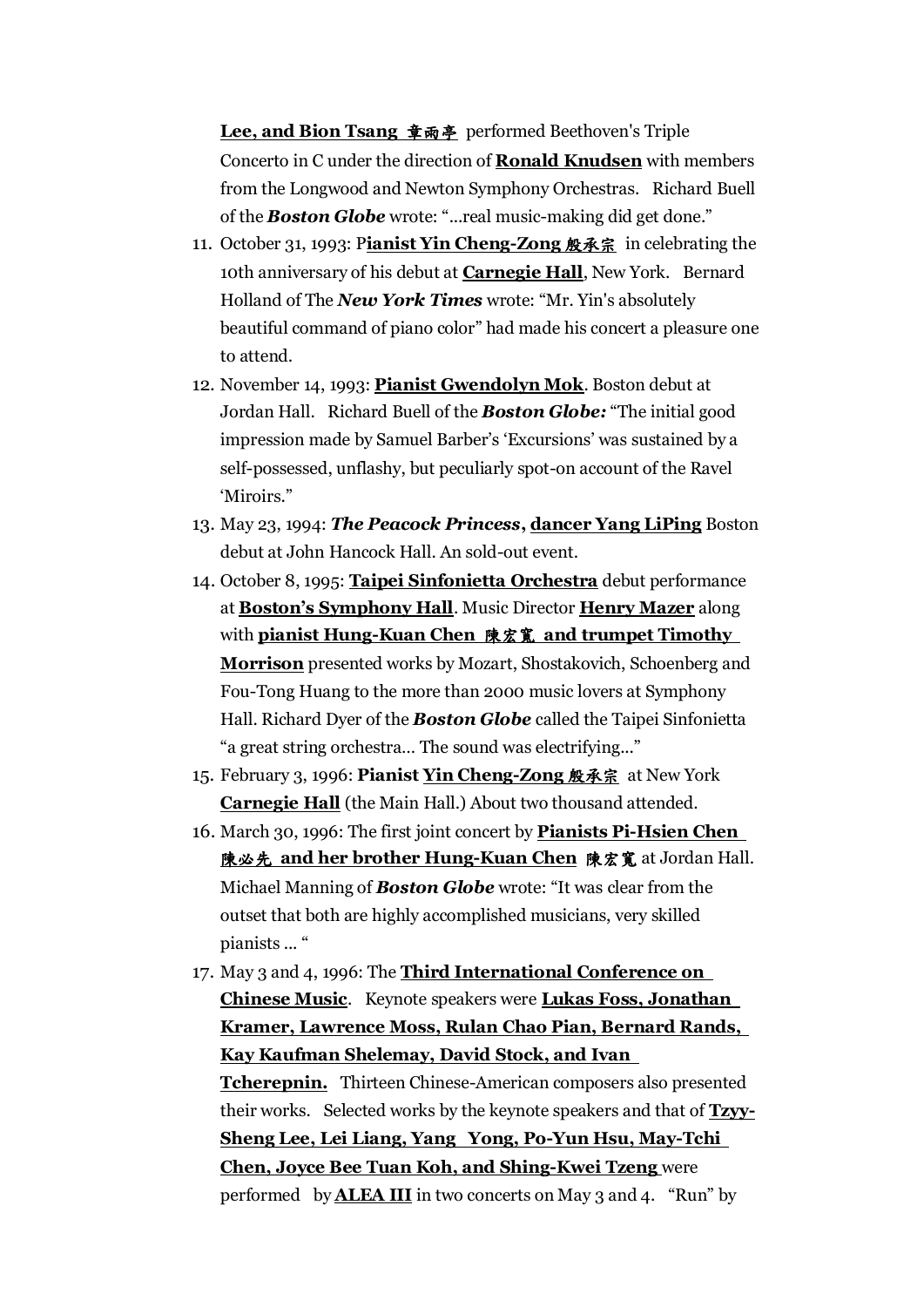**Lee, and Bion Tsang 章雨亭** performed Beethoven's Triple Concerto in C under the direction of **Ronald Knudsen** with members from the Longwood and Newton Symphony Orchestras. Richard Buell of the ***Boston Globe*** wrote: "...real music-making did get done."

11. October 31, 1993: P**ianist Yin Cheng-Zong 殷承宗** in celebrating the 10th anniversary of his debut at **Carnegie Hall**, New York. Bernard Holland of The ***New York Times*** wrote: "Mr. Yin's absolutely beautiful command of piano color" had made his concert a pleasure one to attend.
12. November 14, 1993: **Pianist Gwendolyn Mok**. Boston debut at Jordan Hall. Richard Buell of the ***Boston Globe:*** "The initial good impression made by Samuel Barber's 'Excursions' was sustained by a self-possessed, unflashy, but peculiarly spot-on account of the Ravel 'Miroirs."
13. May 23, 1994: ***The Peacock Princess*, dancer Yang LiPing** Boston debut at John Hancock Hall. An sold-out event.
14. October 8, 1995: **Taipei Sinfonietta Orchestra** debut performance at **Boston's Symphony Hall**. Music Director **Henry Mazer** along with **pianist Hung-Kuan Chen 陳宏寬 and trumpet Timothy Morrison** presented works by Mozart, Shostakovich, Schoenberg and Fou-Tong Huang to the more than 2000 music lovers at Symphony Hall. Richard Dyer of the ***Boston Globe*** called the Taipei Sinfonietta "a great string orchestra... The sound was electrifying..."
15. February 3, 1996: **Pianist Yin Cheng-Zong 殷承宗** at New York **Carnegie Hall** (the Main Hall.) About two thousand attended.
16. March 30, 1996: The first joint concert by **Pianists Pi-Hsien Chen 陳必先 and her brother Hung-Kuan Chen 陳宏寬** at Jordan Hall. Michael Manning of ***Boston Globe*** wrote: "It was clear from the outset that both are highly accomplished musicians, very skilled pianists ... "
17. May 3 and 4, 1996: The **Third International Conference on Chinese Music**. Keynote speakers were **Lukas Foss, Jonathan Kramer, Lawrence Moss, Rulan Chao Pian, Bernard Rands, Kay Kaufman Shelemay, David Stock, and Ivan Tcherepnin.** Thirteen Chinese-American composers also presented their works. Selected works by the keynote speakers and that of **Tzyy-Sheng Lee, Lei Liang, Yang Yong, Po-Yun Hsu, May-Tchi Chen, Joyce Bee Tuan Koh, and Shing-Kwei Tzeng** were performed by **ALEA III** in two concerts on May 3 and 4. "Run" by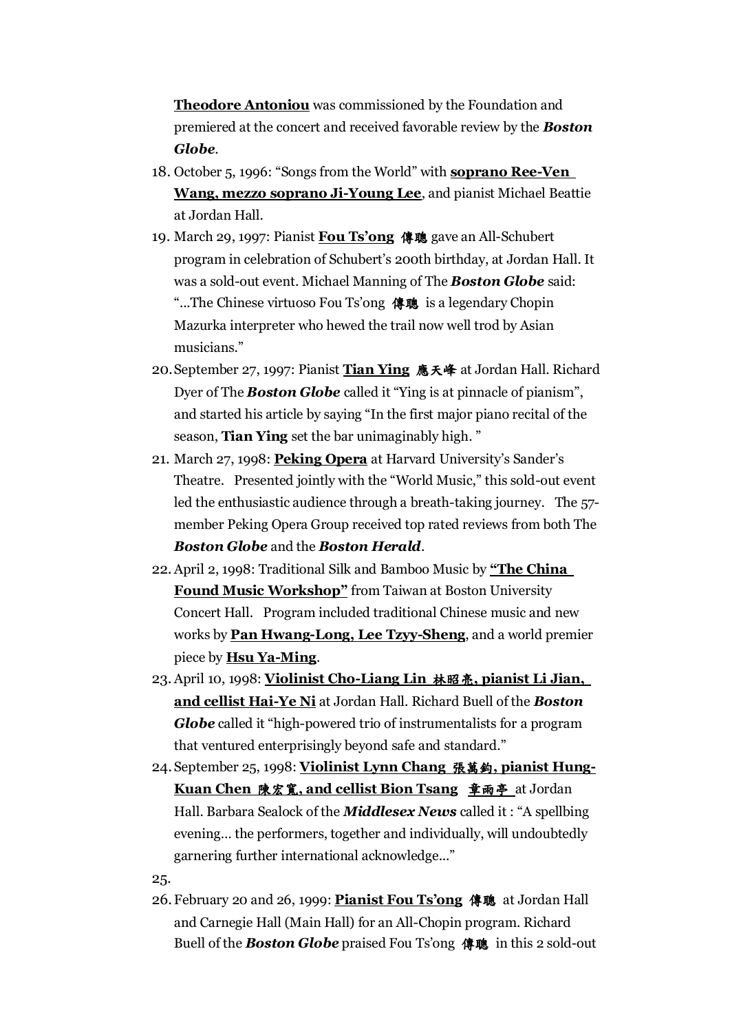**Theodore Antoniou** was commissioned by the Foundation and premiered at the concert and received favorable review by the ***Boston Globe***.

18. October 5, 1996: "Songs from the World" with **soprano Ree-Ven Wang, mezzo soprano Ji-Young Lee**, and pianist Michael Beattie at Jordan Hall.
19. March 29, 1997: Pianist **Fou Ts'ong 傅聰** gave an All-Schubert program in celebration of Schubert's 200th birthday, at Jordan Hall. It was a sold-out event. Michael Manning of The ***Boston Globe*** said: "...The Chinese virtuoso Fou Ts'ong 傅聰 is a legendary Chopin Mazurka interpreter who hewed the trail now well trod by Asian musicians."
20. September 27, 1997: Pianist **Tian Ying 應天峰** at Jordan Hall. Richard Dyer of The ***Boston Globe*** called it "Ying is at pinnacle of pianism", and started his article by saying "In the first major piano recital of the season, **Tian Ying** set the bar unimaginably high. "
21. March 27, 1998: **Peking Opera** at Harvard University's Sander's Theatre. Presented jointly with the "World Music," this sold-out event led the enthusiastic audience through a breath-taking journey. The 57-member Peking Opera Group received top rated reviews from both The ***Boston Globe*** and the ***Boston Herald***.
22. April 2, 1998: Traditional Silk and Bamboo Music by **"The China Found Music Workshop"** from Taiwan at Boston University Concert Hall. Program included traditional Chinese music and new works by **Pan Hwang-Long, Lee Tzyy-Sheng**, and a world premier piece by **Hsu Ya-Ming**.
23. April 10, 1998: **Violinist Cho-Liang Lin 林昭亮, pianist Li Jian, and cellist Hai-Ye Ni** at Jordan Hall. Richard Buell of the ***Boston Globe*** called it "high-powered trio of instrumentalists for a program that ventured enterprisingly beyond safe and standard."
24. September 25, 1998: **Violinist Lynn Chang 張萬鈞, pianist Hung-Kuan Chen 陳宏寬, and cellist Bion Tsang 章雨亭** at Jordan Hall. Barbara Sealock of the ***Middlesex News*** called it : "A spellbing evening... the performers, together and individually, will undoubtedly garnering further international acknowledge..."
25.
26. February 20 and 26, 1999: **Pianist Fou Ts'ong 傅聰** at Jordan Hall and Carnegie Hall (Main Hall) for an All-Chopin program. Richard Buell of the ***Boston Globe*** praised Fou Ts'ong 傅聰 in this 2 sold-out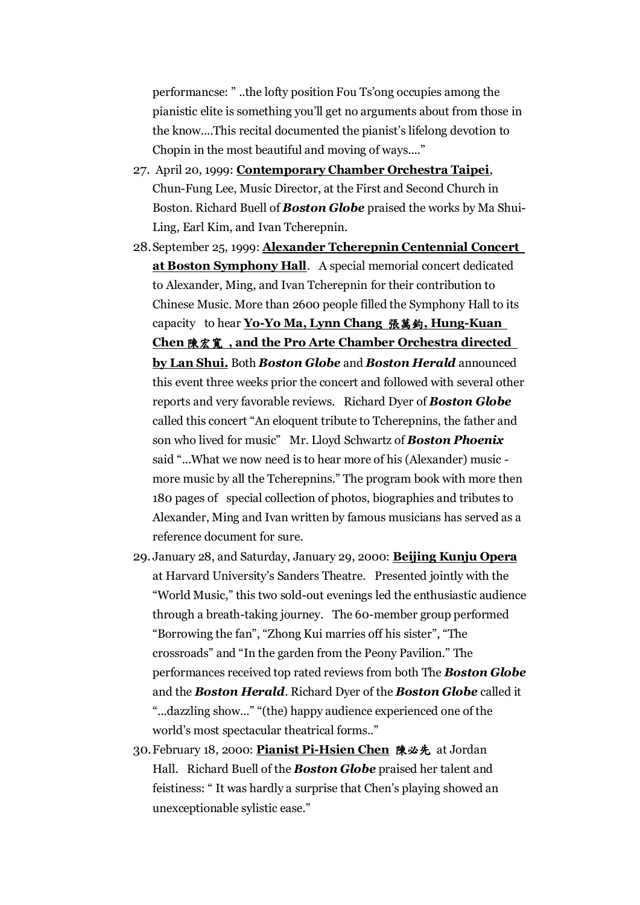performancse: " ..the lofty position Fou Ts'ong occupies among the pianistic elite is something you'll get no arguments about from those in the know....This recital documented the pianist's lifelong devotion to Chopin in the most beautiful and moving of ways...."

27. April 20, 1999: **Contemporary Chamber Orchestra Taipei**, Chun-Fung Lee, Music Director, at the First and Second Church in Boston. Richard Buell of ***Boston Globe*** praised the works by Ma Shui-Ling, Earl Kim, and Ivan Tcherepnin.
28. September 25, 1999: **Alexander Tcherepnin Centennial Concert at Boston Symphony Hall**. A special memorial concert dedicated to Alexander, Ming, and Ivan Tcherepnin for their contribution to Chinese Music. More than 2600 people filled the Symphony Hall to its capacity to hear **Yo-Yo Ma, Lynn Chang 張萬鈞, Hung-Kuan Chen 陳宏寬 , and the Pro Arte Chamber Orchestra directed by Lan Shui.** Both ***Boston Globe*** and ***Boston Herald*** announced this event three weeks prior the concert and followed with several other reports and very favorable reviews. Richard Dyer of ***Boston Globe*** called this concert "An eloquent tribute to Tcherepnins, the father and son who lived for music" Mr. Lloyd Schwartz of ***Boston Phoenix*** said "...What we now need is to hear more of his (Alexander) music - more music by all the Tcherepnins." The program book with more then 180 pages of special collection of photos, biographies and tributes to Alexander, Ming and Ivan written by famous musicians has served as a reference document for sure.
29. January 28, and Saturday, January 29, 2000: **Beijing Kunju Opera** at Harvard University's Sanders Theatre. Presented jointly with the "World Music," this two sold-out evenings led the enthusiastic audience through a breath-taking journey. The 60-member group performed "Borrowing the fan", "Zhong Kui marries off his sister", "The crossroads" and "In the garden from the Peony Pavilion." The performances received top rated reviews from both The ***Boston Globe*** and the ***Boston Herald***. Richard Dyer of the ***Boston Globe*** called it "...dazzling show..." "(the) happy audience experienced one of the world's most spectacular theatrical forms.."
30. February 18, 2000: **Pianist Pi-Hsien Chen 陳必先** at Jordan Hall. Richard Buell of the ***Boston Globe*** praised her talent and feistiness: " It was hardly a surprise that Chen's playing showed an unexceptionable sylistic ease."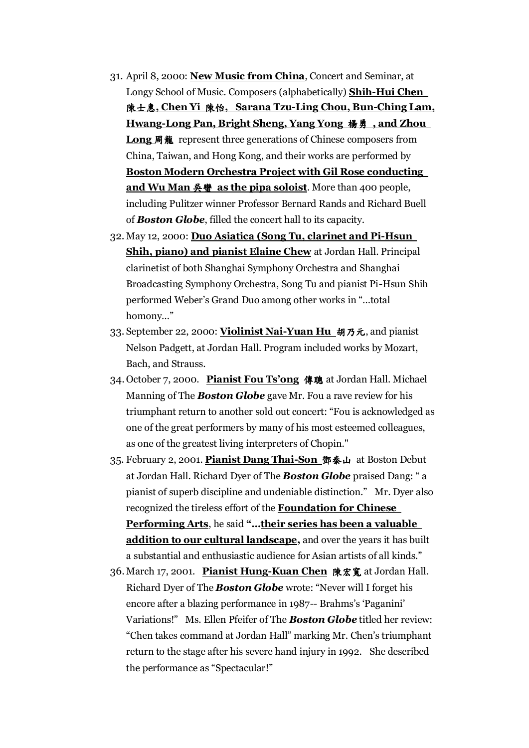31. April 8, 2000: **New Music from China**, Concert and Seminar, at Longy School of Music. Composers (alphabetically) **Shih-Hui Chen 陳士惠, Chen Yi 陳怡, Sarana Tzu-Ling Chou, Bun-Ching Lam, Hwang-Long Pan, Bright Sheng, Yang Yong 楊勇 , and Zhou Long 周龍** represent three generations of Chinese composers from China, Taiwan, and Hong Kong, and their works are performed by **Boston Modern Orchestra Project with Gil Rose conducting and Wu Man 吳蠻 as the pipa soloist**. More than 400 people, including Pulitzer winner Professor Bernard Rands and Richard Buell of ***Boston Globe***, filled the concert hall to its capacity.
32. May 12, 2000: **Duo Asiatica (Song Tu, clarinet and Pi-Hsun Shih, piano) and pianist Elaine Chew** at Jordan Hall. Principal clarinetist of both Shanghai Symphony Orchestra and Shanghai Broadcasting Symphony Orchestra, Song Tu and pianist Pi-Hsun Shih performed Weber's Grand Duo among other works in "...total homony..."
33. September 22, 2000: **Violinist Nai-Yuan Hu 胡乃元**, and pianist Nelson Padgett, at Jordan Hall. Program included works by Mozart, Bach, and Strauss.
34. October 7, 2000. **Pianist Fou Ts'ong 傅聰** at Jordan Hall. Michael Manning of The ***Boston Globe*** gave Mr. Fou a rave review for his triumphant return to another sold out concert: "Fou is acknowledged as one of the great performers by many of his most esteemed colleagues, as one of the greatest living interpreters of Chopin."
35. February 2, 2001. **Pianist Dang Thai-Son 鄧泰山** at Boston Debut at Jordan Hall. Richard Dyer of The ***Boston Globe*** praised Dang: " a pianist of superb discipline and undeniable distinction." Mr. Dyer also recognized the tireless effort of the **Foundation for Chinese Performing Arts**, he said **"...their series has been a valuable addition to our cultural landscape,** and over the years it has built a substantial and enthusiastic audience for Asian artists of all kinds."
36. March 17, 2001. **Pianist Hung-Kuan Chen 陳宏寬** at Jordan Hall. Richard Dyer of The ***Boston Globe*** wrote: "Never will I forget his encore after a blazing performance in 1987-- Brahms's 'Paganini' Variations!" Ms. Ellen Pfeifer of The ***Boston Globe*** titled her review: "Chen takes command at Jordan Hall" marking Mr. Chen's triumphant return to the stage after his severe hand injury in 1992. She described the performance as "Spectacular!"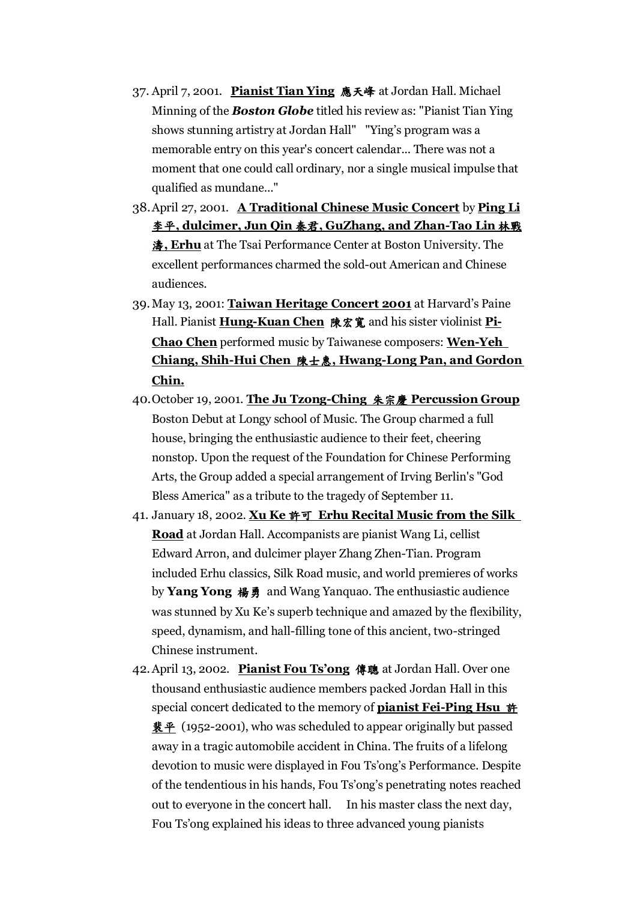37. April 7, 2001. **Pianist Tian Ying 應天峰** at Jordan Hall. Michael Minning of the ***Boston Globe*** titled his review as: "Pianist Tian Ying shows stunning artistry at Jordan Hall" "Ying's program was a memorable entry on this year's concert calendar... There was not a moment that one could call ordinary, nor a single musical impulse that qualified as mundane..."
38. April 27, 2001. **A Traditional Chinese Music Concert** by **Ping Li 李平, dulcimer, Jun Qin 秦君, GuZhang, and Zhan-Tao Lin 林戰濤, Erhu** at The Tsai Performance Center at Boston University. The excellent performances charmed the sold-out American and Chinese audiences.
39. May 13, 2001: **Taiwan Heritage Concert 2001** at Harvard's Paine Hall. Pianist **Hung-Kuan Chen 陳宏寬** and his sister violinist **Pi-Chao Chen** performed music by Taiwanese composers: **Wen-Yeh Chiang, Shih-Hui Chen 陳士惠, Hwang-Long Pan, and Gordon Chin.**
40. October 19, 2001. **The Ju Tzong-Ching 朱宗慶 Percussion Group** Boston Debut at Longy school of Music. The Group charmed a full house, bringing the enthusiastic audience to their feet, cheering nonstop. Upon the request of the Foundation for Chinese Performing Arts, the Group added a special arrangement of Irving Berlin's "God Bless America" as a tribute to the tragedy of September 11.
41. January 18, 2002. **Xu Ke 許可 Erhu Recital Music from the Silk Road** at Jordan Hall. Accompanists are pianist Wang Li, cellist Edward Arron, and dulcimer player Zhang Zhen-Tian. Program included Erhu classics, Silk Road music, and world premieres of works by **Yang Yong 楊勇** and Wang Yanquao. The enthusiastic audience was stunned by Xu Ke's superb technique and amazed by the flexibility, speed, dynamism, and hall-filling tone of this ancient, two-stringed Chinese instrument.
42. April 13, 2002. **Pianist Fou Ts'ong 傅聰** at Jordan Hall. Over one thousand enthusiastic audience members packed Jordan Hall in this special concert dedicated to the memory of **pianist Fei-Ping Hsu 許裴平** (1952-2001), who was scheduled to appear originally but passed away in a tragic automobile accident in China. The fruits of a lifelong devotion to music were displayed in Fou Ts'ong's Performance. Despite of the tendentious in his hands, Fou Ts'ong's penetrating notes reached out to everyone in the concert hall. In his master class the next day, Fou Ts'ong explained his ideas to three advanced young pianists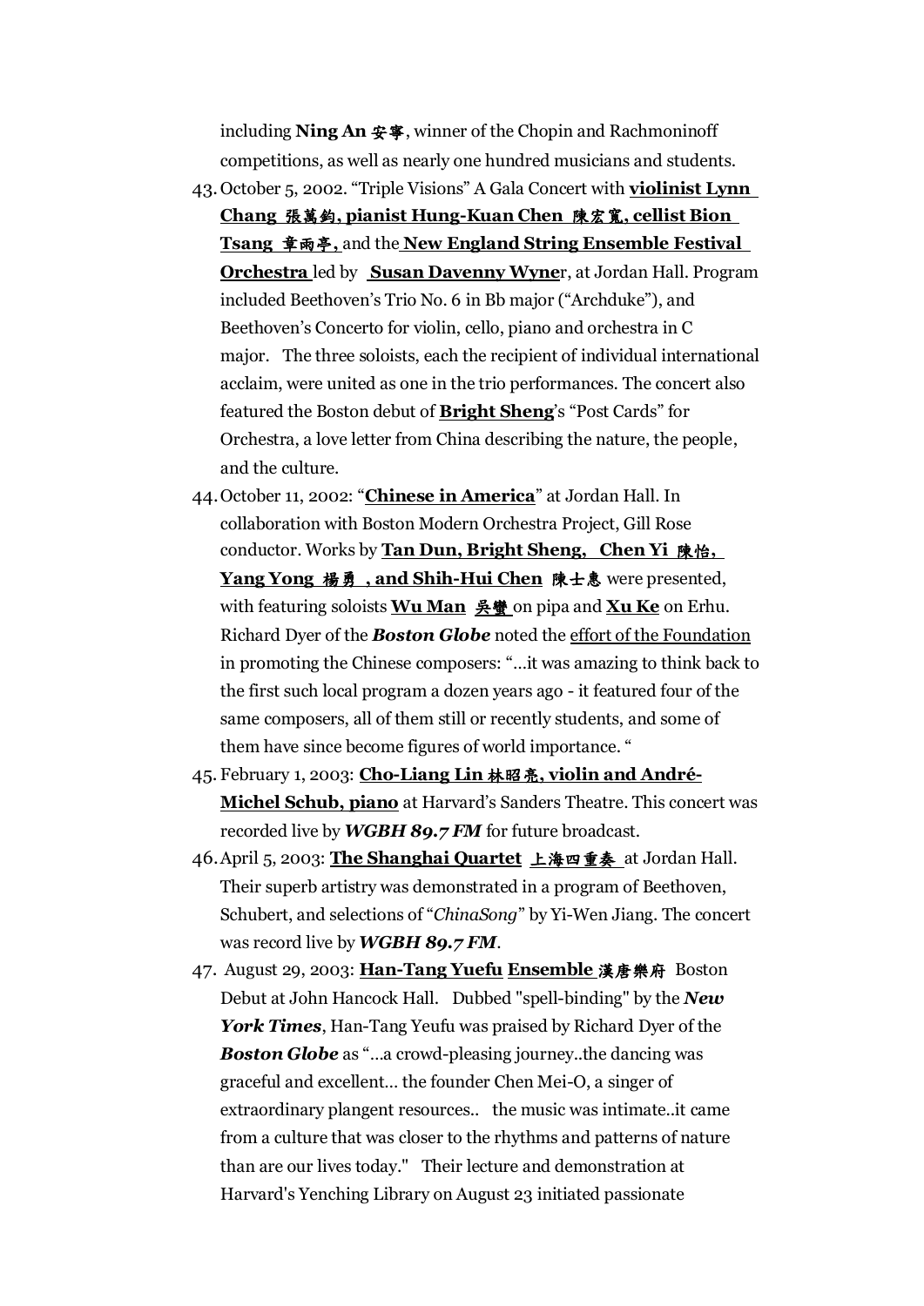including **Ning An 安寧**, winner of the Chopin and Rachmoninoff competitions, as well as nearly one hundred musicians and students.

43. October 5, 2002. "Triple Visions" A Gala Concert with **violinist Lynn Chang 張萬鈞, pianist Hung-Kuan Chen 陳宏寬, cellist Bion Tsang 章雨亭,** and the **New England String Ensemble Festival Orchestra** led by **Susan Davenny Wyner**, at Jordan Hall. Program included Beethoven's Trio No. 6 in Bb major ("Archduke"), and Beethoven's Concerto for violin, cello, piano and orchestra in C major. The three soloists, each the recipient of individual international acclaim, were united as one in the trio performances. The concert also featured the Boston debut of **Bright Sheng**'s "Post Cards" for Orchestra, a love letter from China describing the nature, the people, and the culture.
44. October 11, 2002: "**Chinese in America**" at Jordan Hall. In collaboration with Boston Modern Orchestra Project, Gill Rose conductor. Works by **Tan Dun, Bright Sheng, Chen Yi 陳怡, Yang Yong 楊勇 , and Shih-Hui Chen 陳士惠** were presented, with featuring soloists **Wu Man 吳蠻** on pipa and **Xu Ke** on Erhu. Richard Dyer of the ***Boston Globe*** noted the effort of the Foundation in promoting the Chinese composers: "…it was amazing to think back to the first such local program a dozen years ago - it featured four of the same composers, all of them still or recently students, and some of them have since become figures of world importance. "
45. February 1, 2003: **Cho-Liang Lin 林昭亮, violin and André-Michel Schub, piano** at Harvard's Sanders Theatre. This concert was recorded live by ***WGBH 89.7 FM*** for future broadcast.
46. April 5, 2003: **The Shanghai Quartet 上海四重奏** at Jordan Hall. Their superb artistry was demonstrated in a program of Beethoven, Schubert, and selections of "*ChinaSong*" by Yi-Wen Jiang. The concert was record live by ***WGBH 89.7 FM***.
47. August 29, 2003: **Han-Tang Yuefu Ensemble 漢唐樂府** Boston Debut at John Hancock Hall. Dubbed "spell-binding" by the ***New York Times***, Han-Tang Yeufu was praised by Richard Dyer of the ***Boston Globe*** as "…a crowd-pleasing journey..the dancing was graceful and excellent… the founder Chen Mei-O, a singer of extraordinary plangent resources.. the music was intimate..it came from a culture that was closer to the rhythms and patterns of nature than are our lives today." Their lecture and demonstration at Harvard's Yenching Library on August 23 initiated passionate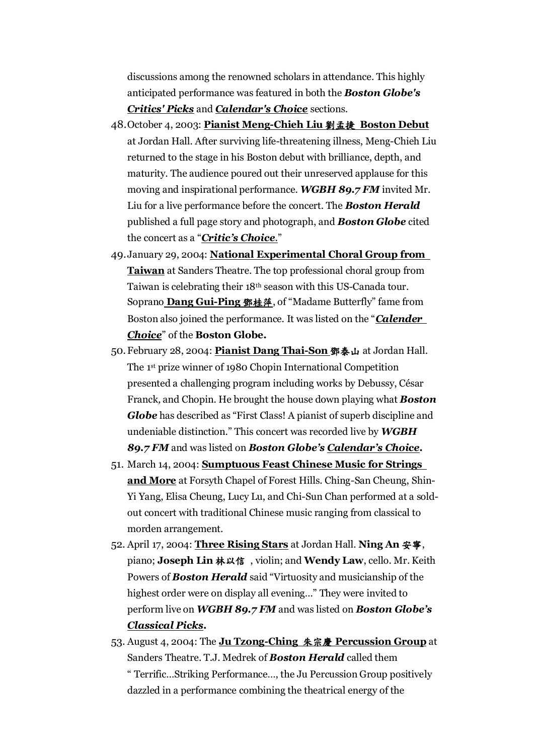discussions among the renowned scholars in attendance. This highly anticipated performance was featured in both the ***Boston Globe's Critics' Picks*** and ***Calendar's Choice*** sections.

48. October 4, 2003: **Pianist Meng-Chieh Liu 劉孟捷 Boston Debut** at Jordan Hall. After surviving life-threatening illness, Meng-Chieh Liu returned to the stage in his Boston debut with brilliance, depth, and maturity. The audience poured out their unreserved applause for this moving and inspirational performance. ***WGBH 89.7 FM*** invited Mr. Liu for a live performance before the concert. The ***Boston Herald*** published a full page story and photograph, and ***Boston Globe*** cited the concert as a "***Critic's Choice***."
49. January 29, 2004: **National Experimental Choral Group from Taiwan** at Sanders Theatre. The top professional choral group from Taiwan is celebrating their 18th season with this US-Canada tour. Soprano **Dang Gui-Ping 鄧桂萍**, of "Madame Butterfly" fame from Boston also joined the performance. It was listed on the "***Calender Choice***" of the **Boston Globe.**
50. February 28, 2004: **Pianist Dang Thai-Son 鄧泰山** at Jordan Hall. The 1st prize winner of 1980 Chopin International Competition presented a challenging program including works by Debussy, César Franck, and Chopin. He brought the house down playing what ***Boston Globe*** has described as "First Class! A pianist of superb discipline and undeniable distinction." This concert was recorded live by ***WGBH 89.7 FM*** and was listed on ***Boston Globe's Calendar's Choice.***
51. March 14, 2004: **Sumptuous Feast Chinese Music for Strings and More** at Forsyth Chapel of Forest Hills. Ching-San Cheung, Shin-Yi Yang, Elisa Cheung, Lucy Lu, and Chi-Sun Chan performed at a sold-out concert with traditional Chinese music ranging from classical to morden arrangement.
52. April 17, 2004: **Three Rising Stars** at Jordan Hall. **Ning An 安寧**, piano; **Joseph Lin 林以信** , violin; and **Wendy Law**, cello. Mr. Keith Powers of ***Boston Herald*** said "Virtuosity and musicianship of the highest order were on display all evening…" They were invited to perform live on ***WGBH 89.7 FM*** and was listed on ***Boston Globe's Classical Picks.***
53. August 4, 2004: The **Ju Tzong-Ching 朱宗慶 Percussion Group** at Sanders Theatre. T.J. Medrek of ***Boston Herald*** called them " Terrific…Striking Performance…, the Ju Percussion Group positively dazzled in a performance combining the theatrical energy of the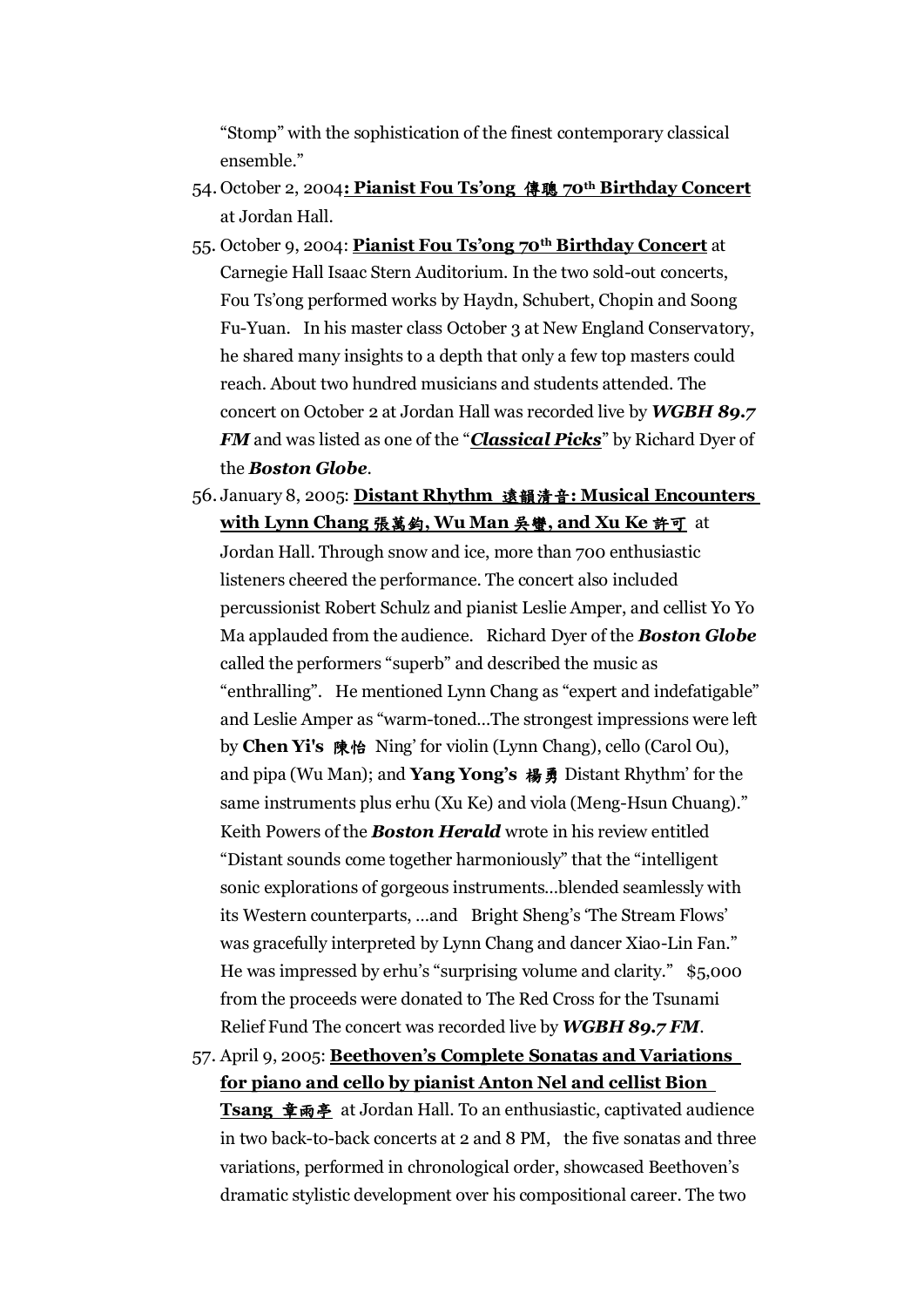"Stomp" with the sophistication of the finest contemporary classical ensemble."

54. October 2, 2004**: <u>Pianist Fou Ts'ong 傅聰 70th Birthday Concert</u>** at Jordan Hall.
55. October 9, 2004: **<u>Pianist Fou Ts'ong 70th Birthday Concert</u>** at Carnegie Hall Isaac Stern Auditorium. In the two sold-out concerts, Fou Ts'ong performed works by Haydn, Schubert, Chopin and Soong Fu-Yuan.   In his master class October 3 at New England Conservatory, he shared many insights to a depth that only a few top masters could reach. About two hundred musicians and students attended. The concert on October 2 at Jordan Hall was recorded live by ***WGBH 89.7 FM*** and was listed as one of the "***<u>Classical Picks</u>***" by Richard Dyer of the ***Boston Globe***.
56. January 8, 2005: **<u>Distant Rhythm 遠韻清音: Musical Encounters with Lynn Chang 張萬鈞, Wu Man 吴蠻, and Xu Ke 許可</u>** at Jordan Hall. Through snow and ice, more than 700 enthusiastic listeners cheered the performance. The concert also included percussionist Robert Schulz and pianist Leslie Amper, and cellist Yo Yo Ma applauded from the audience.   Richard Dyer of the ***Boston Globe*** called the performers "superb" and described the music as "enthralling".   He mentioned Lynn Chang as "expert and indefatigable" and Leslie Amper as "warm-toned…The strongest impressions were left by **Chen Yi's 陳怡** Ning' for violin (Lynn Chang), cello (Carol Ou), and pipa (Wu Man); and **Yang Yong's 楊勇** Distant Rhythm' for the same instruments plus erhu (Xu Ke) and viola (Meng-Hsun Chuang)." Keith Powers of the ***Boston Herald*** wrote in his review entitled "Distant sounds come together harmoniously" that the "intelligent sonic explorations of gorgeous instruments…blended seamlessly with its Western counterparts, …and   Bright Sheng's 'The Stream Flows' was gracefully interpreted by Lynn Chang and dancer Xiao-Lin Fan." He was impressed by erhu's "surprising volume and clarity."   $5,000 from the proceeds were donated to The Red Cross for the Tsunami Relief Fund The concert was recorded live by ***WGBH 89.7 FM***.
57. April 9, 2005: **<u>Beethoven's Complete Sonatas and Variations for piano and cello by pianist Anton Nel and cellist Bion Tsang 章雨亭</u>** at Jordan Hall. To an enthusiastic, captivated audience in two back-to-back concerts at 2 and 8 PM,   the five sonatas and three variations, performed in chronological order, showcased Beethoven's dramatic stylistic development over his compositional career. The two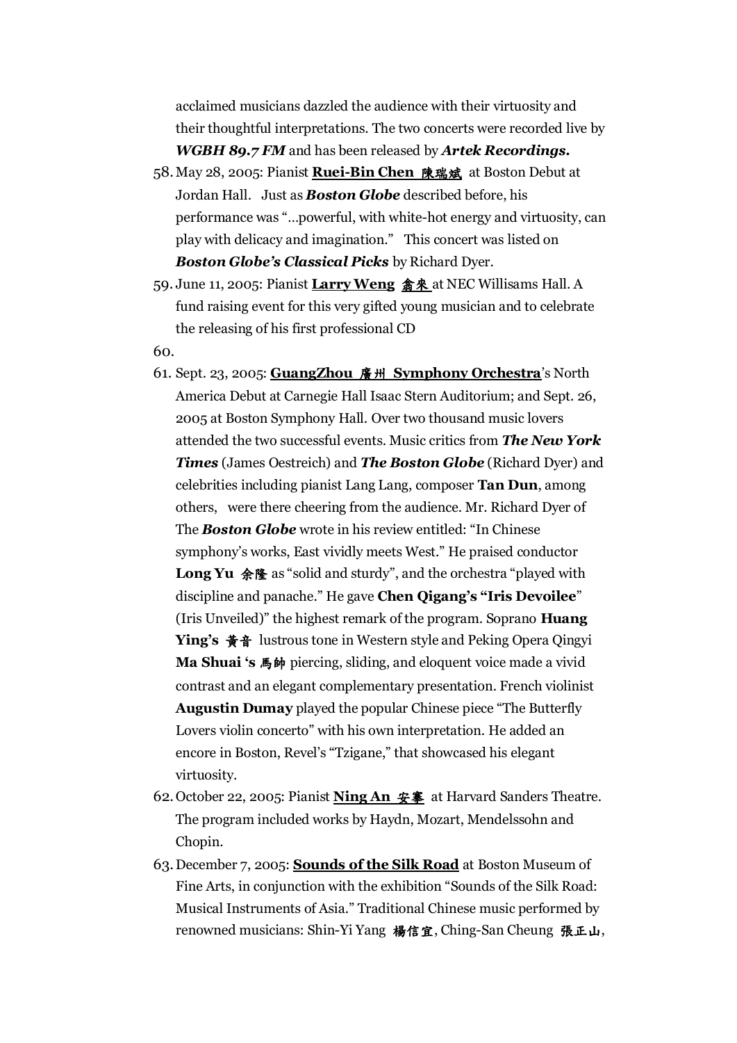acclaimed musicians dazzled the audience with their virtuosity and their thoughtful interpretations. The two concerts were recorded live by ***WGBH 89.7 FM*** and has been released by ***Artek Recordings.***

58. May 28, 2005: Pianist **Ruei-Bin Chen 陳瑞斌** at Boston Debut at Jordan Hall. Just as ***Boston Globe*** described before, his performance was "...powerful, with white-hot energy and virtuosity, can play with delicacy and imagination." This concert was listed on ***Boston Globe's Classical Picks*** by Richard Dyer.
59. June 11, 2005: Pianist **Larry Weng 翁來** at NEC Willisams Hall. A fund raising event for this very gifted young musician and to celebrate the releasing of his first professional CD
60. 
61. Sept. 23, 2005: **GuangZhou 廣州 Symphony Orchestra**'s North America Debut at Carnegie Hall Isaac Stern Auditorium; and Sept. 26, 2005 at Boston Symphony Hall. Over two thousand music lovers attended the two successful events. Music critics from ***The New York Times*** (James Oestreich) and ***The Boston Globe*** (Richard Dyer) and celebrities including pianist Lang Lang, composer **Tan Dun**, among others, were there cheering from the audience. Mr. Richard Dyer of The ***Boston Globe*** wrote in his review entitled: "In Chinese symphony's works, East vividly meets West." He praised conductor **Long Yu 余隆** as "solid and sturdy", and the orchestra "played with discipline and panache." He gave **Chen Qigang's "Iris Devoilee**" (Iris Unveiled)" the highest remark of the program. Soprano **Huang Ying's 黃音** lustrous tone in Western style and Peking Opera Qingyi **Ma Shuai 's 馬帥** piercing, sliding, and eloquent voice made a vivid contrast and an elegant complementary presentation. French violinist **Augustin Dumay** played the popular Chinese piece "The Butterfly Lovers violin concerto" with his own interpretation. He added an encore in Boston, Revel's "Tzigane," that showcased his elegant virtuosity.
62. October 22, 2005: Pianist **Ning An 安寧** at Harvard Sanders Theatre. The program included works by Haydn, Mozart, Mendelssohn and Chopin.
63. December 7, 2005: **Sounds of the Silk Road** at Boston Museum of Fine Arts, in conjunction with the exhibition "Sounds of the Silk Road: Musical Instruments of Asia." Traditional Chinese music performed by renowned musicians: Shin-Yi Yang 楊信宜, Ching-San Cheung 張正山,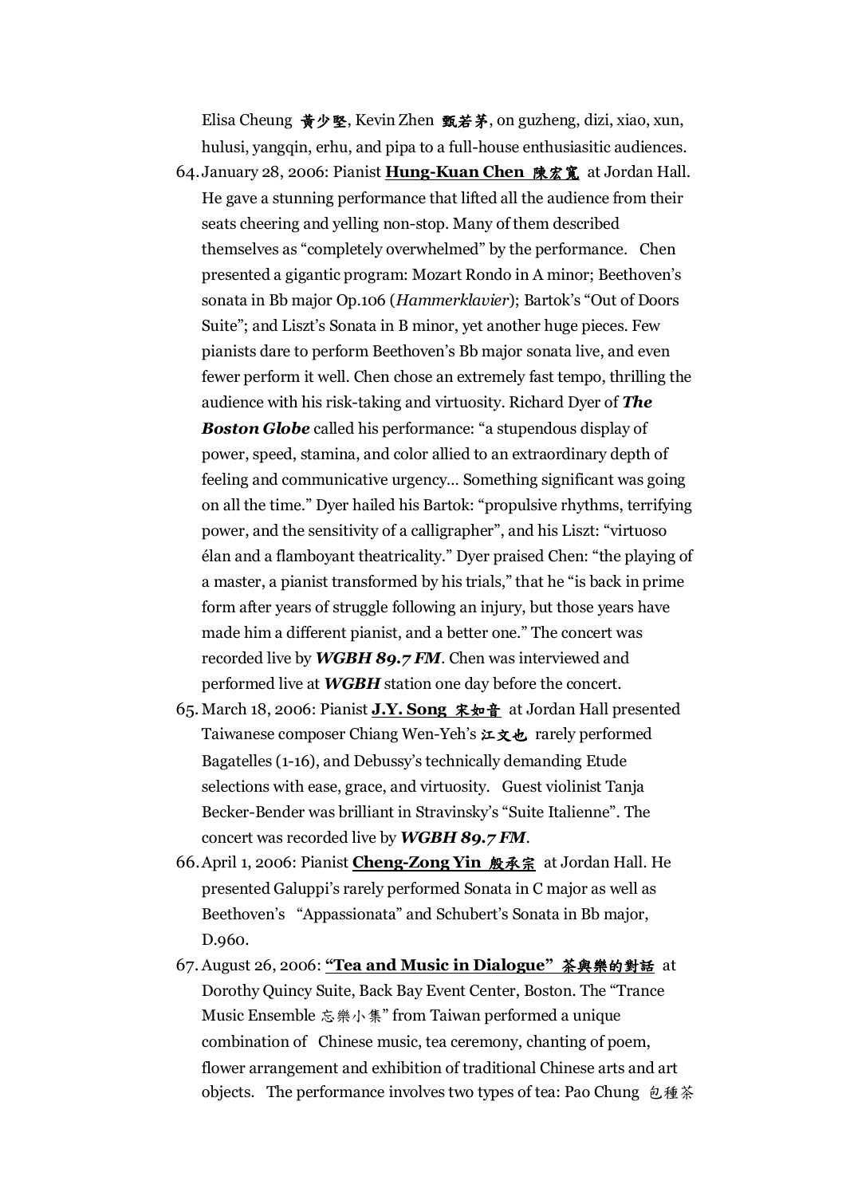Elisa Cheung 黄少堅, Kevin Zhen 甄若茅, on guzheng, dizi, xiao, xun, hulusi, yangqin, erhu, and pipa to a full-house enthusiasitic audiences.

64. January 28, 2006: Pianist **Hung-Kuan Chen 陳宏寬** at Jordan Hall. He gave a stunning performance that lifted all the audience from their seats cheering and yelling non-stop. Many of them described themselves as "completely overwhelmed" by the performance. Chen presented a gigantic program: Mozart Rondo in A minor; Beethoven's sonata in Bb major Op.106 (*Hammerklavier*); Bartok's "Out of Doors Suite"; and Liszt's Sonata in B minor, yet another huge pieces. Few pianists dare to perform Beethoven's Bb major sonata live, and even fewer perform it well. Chen chose an extremely fast tempo, thrilling the audience with his risk-taking and virtuosity. Richard Dyer of ***The Boston Globe*** called his performance: "a stupendous display of power, speed, stamina, and color allied to an extraordinary depth of feeling and communicative urgency... Something significant was going on all the time." Dyer hailed his Bartok: "propulsive rhythms, terrifying power, and the sensitivity of a calligrapher", and his Liszt: "virtuoso élan and a flamboyant theatricality." Dyer praised Chen: "the playing of a master, a pianist transformed by his trials," that he "is back in prime form after years of struggle following an injury, but those years have made him a different pianist, and a better one." The concert was recorded live by ***WGBH 89.7 FM***. Chen was interviewed and performed live at ***WGBH*** station one day before the concert.

65. March 18, 2006: Pianist **J.Y. Song 宋如音** at Jordan Hall presented Taiwanese composer Chiang Wen-Yeh's 江文也 rarely performed Bagatelles (1-16), and Debussy's technically demanding Etude selections with ease, grace, and virtuosity. Guest violinist Tanja Becker-Bender was brilliant in Stravinsky's "Suite Italienne". The concert was recorded live by ***WGBH 89.7 FM***.

66. April 1, 2006: Pianist **Cheng-Zong Yin 殷承宗** at Jordan Hall. He presented Galuppi's rarely performed Sonata in C major as well as Beethoven's "Appassionata" and Schubert's Sonata in Bb major, D.960.

67. August 26, 2006: **"Tea and Music in Dialogue" 茶與樂的對話** at Dorothy Quincy Suite, Back Bay Event Center, Boston. The "Trance Music Ensemble 忘樂小集" from Taiwan performed a unique combination of Chinese music, tea ceremony, chanting of poem, flower arrangement and exhibition of traditional Chinese arts and art objects. The performance involves two types of tea: Pao Chung 包種茶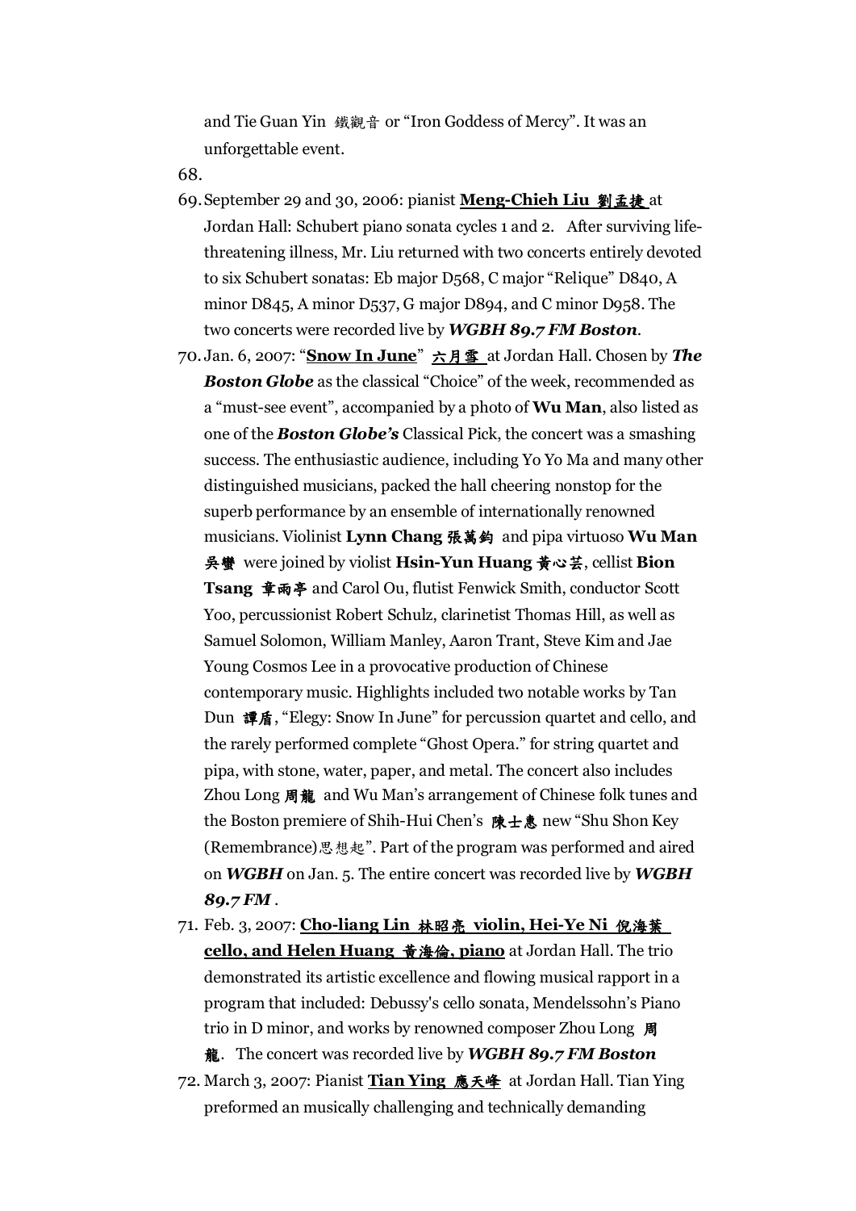and Tie Guan Yin 鐵觀音 or "Iron Goddess of Mercy". It was an unforgettable event.

68.

69. September 29 and 30, 2006: pianist **<u>Meng-Chieh Liu 劉孟捷</u>** at Jordan Hall: Schubert piano sonata cycles 1 and 2. After surviving life-threatening illness, Mr. Liu returned with two concerts entirely devoted to six Schubert sonatas: Eb major D568, C major "Relique" D840, A minor D845, A minor D537, G major D894, and C minor D958. The two concerts were recorded live by ***WGBH 89.7 FM Boston***.

70. Jan. 6, 2007: "**<u>Snow In June</u>**" <u>六月雪</u> at Jordan Hall. Chosen by ***The Boston Globe*** as the classical "Choice" of the week, recommended as a "must-see event", accompanied by a photo of **Wu Man**, also listed as one of the ***Boston Globe's*** Classical Pick, the concert was a smashing success. The enthusiastic audience, including Yo Yo Ma and many other distinguished musicians, packed the hall cheering nonstop for the superb performance by an ensemble of internationally renowned musicians. Violinist **Lynn Chang 張萬鈞** and pipa virtuoso **Wu Man 吳蠻** were joined by violist **Hsin-Yun Huang 黃心芸**, cellist **Bion Tsang 章雨亭** and Carol Ou, flutist Fenwick Smith, conductor Scott Yoo, percussionist Robert Schulz, clarinetist Thomas Hill, as well as Samuel Solomon, William Manley, Aaron Trant, Steve Kim and Jae Young Cosmos Lee in a provocative production of Chinese contemporary music. Highlights included two notable works by Tan Dun 譚盾, "Elegy: Snow In June" for percussion quartet and cello, and the rarely performed complete "Ghost Opera." for string quartet and pipa, with stone, water, paper, and metal. The concert also includes Zhou Long 周龍 and Wu Man's arrangement of Chinese folk tunes and the Boston premiere of Shih-Hui Chen's 陳士惠 new "Shu Shon Key (Remembrance)思想起". Part of the program was performed and aired on ***WGBH*** on Jan. 5. The entire concert was recorded live by ***WGBH 89.7 FM*** .

71. Feb. 3, 2007: **<u>Cho-liang Lin 林昭亮 violin, Hei-Ye Ni 倪海葉 cello, and Helen Huang 黃海倫, piano</u>** at Jordan Hall. The trio demonstrated its artistic excellence and flowing musical rapport in a program that included: Debussy's cello sonata, Mendelssohn's Piano trio in D minor, and works by renowned composer Zhou Long 周龍. The concert was recorded live by ***WGBH 89.7 FM Boston***

72. March 3, 2007: Pianist **<u>Tian Ying</u>** <u>應天峰</u> at Jordan Hall. Tian Ying preformed an musically challenging and technically demanding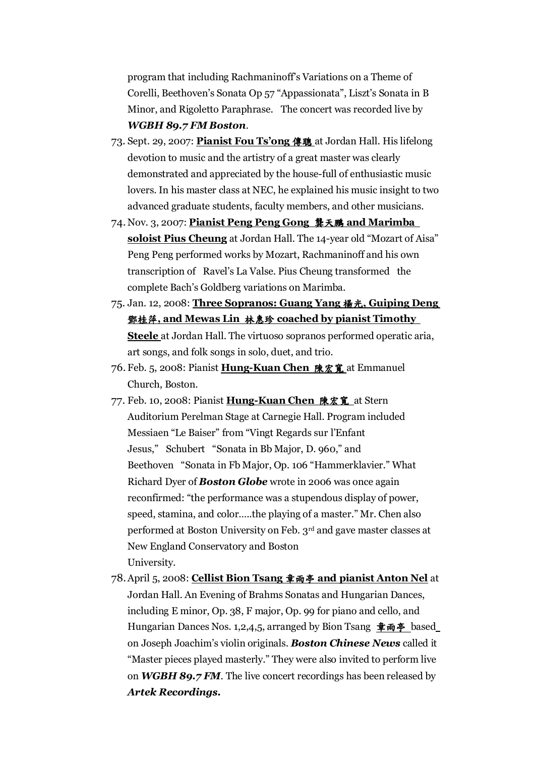program that including Rachmaninoff's Variations on a Theme of Corelli, Beethoven's Sonata Op 57 "Appassionata", Liszt's Sonata in B Minor, and Rigoletto Paraphrase. The concert was recorded live by ***WGBH 89.7 FM Boston***.

73. Sept. 29, 2007: **Pianist Fou Ts'ong 傅聰** at Jordan Hall. His lifelong devotion to music and the artistry of a great master was clearly demonstrated and appreciated by the house-full of enthusiastic music lovers. In his master class at NEC, he explained his music insight to two advanced graduate students, faculty members, and other musicians.
74. Nov. 3, 2007: **Pianist Peng Peng Gong 龔天鵬 and Marimba soloist Pius Cheung** at Jordan Hall. The 14-year old "Mozart of Aisa" Peng Peng performed works by Mozart, Rachmaninoff and his own transcription of Ravel's La Valse. Pius Cheung transformed the complete Bach's Goldberg variations on Marimba.
75. Jan. 12, 2008: **Three Sopranos: Guang Yang 楊光, Guiping Deng 鄧桂萍, and Mewas Lin 林惠珍 coached by pianist Timothy Steele** at Jordan Hall. The virtuoso sopranos performed operatic aria, art songs, and folk songs in solo, duet, and trio.
76. Feb. 5, 2008: Pianist **Hung-Kuan Chen 陳宏寬** at Emmanuel Church, Boston.
77. Feb. 10, 2008: Pianist **Hung-Kuan Chen 陳宏寬** at Stern Auditorium Perelman Stage at Carnegie Hall. Program included Messiaen "Le Baiser" from "Vingt Regards sur l'Enfant Jesus," Schubert "Sonata in Bb Major, D. 960," and Beethoven "Sonata in Fb Major, Op. 106 "Hammerklavier." What Richard Dyer of ***Boston Globe*** wrote in 2006 was once again reconfirmed: "the performance was a stupendous display of power, speed, stamina, and color.....the playing of a master." Mr. Chen also performed at Boston University on Feb. 3rd and gave master classes at New England Conservatory and Boston University.
78. April 5, 2008: **Cellist Bion Tsang 章雨亭 and pianist Anton Nel** at Jordan Hall. An Evening of Brahms Sonatas and Hungarian Dances, including E minor, Op. 38, F major, Op. 99 for piano and cello, and Hungarian Dances Nos. 1,2,4,5, arranged by Bion Tsang 章雨亭 based on Joseph Joachim's violin originals. ***Boston Chinese News*** called it "Master pieces played masterly." They were also invited to perform live on ***WGBH 89.7 FM***. The live concert recordings has been released by ***Artek Recordings.***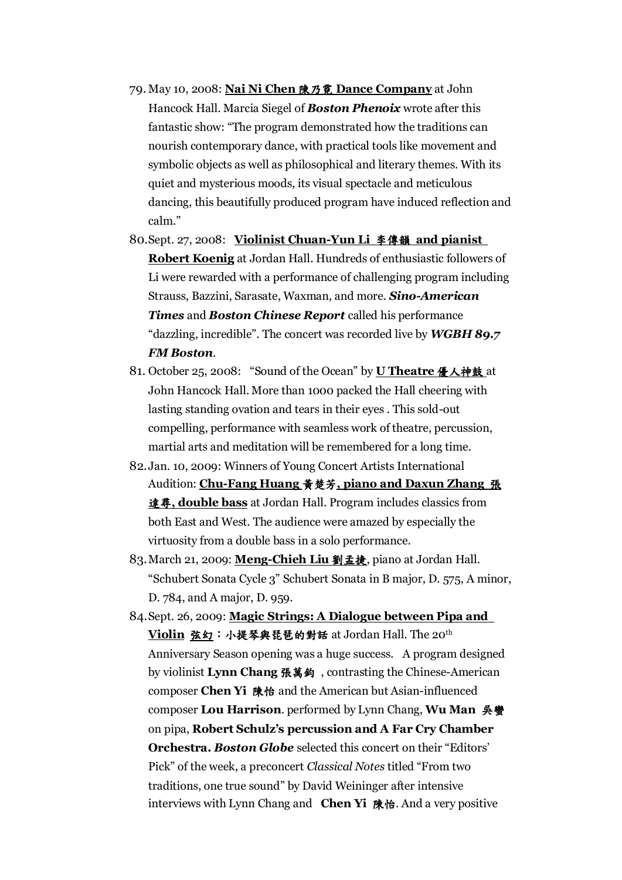79. May 10, 2008: **Nai Ni Chen 陳乃霓 Dance Company** at John Hancock Hall. Marcia Siegel of ***Boston Phenoix*** wrote after this fantastic show: "The program demonstrated how the traditions can nourish contemporary dance, with practical tools like movement and symbolic objects as well as philosophical and literary themes. With its quiet and mysterious moods, its visual spectacle and meticulous dancing, this beautifully produced program have induced reflection and calm."
80. Sept. 27, 2008: **Violinist Chuan-Yun Li 李傳韻 and pianist Robert Koenig** at Jordan Hall. Hundreds of enthusiastic followers of Li were rewarded with a performance of challenging program including Strauss, Bazzini, Sarasate, Waxman, and more. ***Sino-American Times*** and ***Boston Chinese Report*** called his performance "dazzling, incredible". The concert was recorded live by ***WGBH 89.7 FM Boston***.
81. October 25, 2008: "Sound of the Ocean" by **U Theatre 優人神鼓** at John Hancock Hall. More than 1000 packed the Hall cheering with lasting standing ovation and tears in their eyes . This sold-out compelling, performance with seamless work of theatre, percussion, martial arts and meditation will be remembered for a long time.
82. Jan. 10, 2009: Winners of Young Concert Artists International Audition: **Chu-Fang Huang 黃楚芳, piano and Daxun Zhang 張達尋, double bass** at Jordan Hall. Program includes classics from both East and West. The audience were amazed by especially the virtuosity from a double bass in a solo performance.
83. March 21, 2009: **Meng-Chieh Liu 劉孟捷**, piano at Jordan Hall. "Schubert Sonata Cycle 3" Schubert Sonata in B major, D. 575, A minor, D. 784, and A major, D. 959.
84. Sept. 26, 2009: **Magic Strings: A Dialogue between Pipa and Violin 弦幻：小提琴與琵琶的對話** at Jordan Hall. The 20th Anniversary Season opening was a huge success. A program designed by violinist **Lynn Chang 張萬鈞** , contrasting the Chinese-American composer **Chen Yi 陳怡** and the American but Asian-influenced composer **Lou Harrison**. performed by Lynn Chang, **Wu Man 吳蠻** on pipa, **Robert Schulz's percussion and A Far Cry Chamber Orchestra.** ***Boston Globe*** selected this concert on their "Editors' Pick" of the week, a preconcert *Classical Notes* titled "From two traditions, one true sound" by David Weininger after intensive interviews with Lynn Chang and **Chen Yi 陳怡**. And a very positive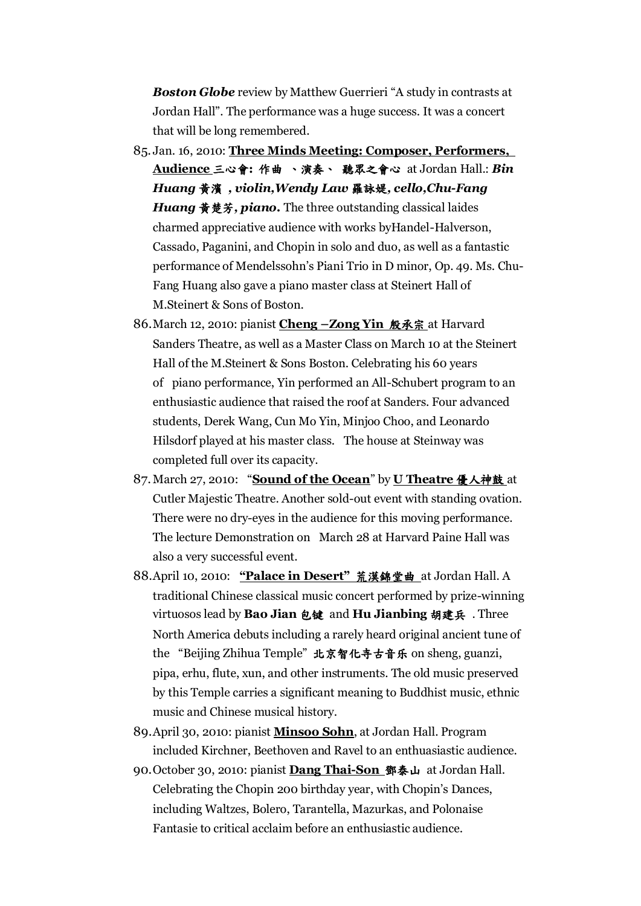*Boston Globe* review by Matthew Guerrieri "A study in contrasts at Jordan Hall". The performance was a huge success. It was a concert that will be long remembered.

85. Jan. 16, 2010: **Three Minds Meeting: Composer, Performers, Audience 三心會: 作曲 、演奏、 聽眾之會心** at Jordan Hall.: ***Bin Huang 黃濱 , violin,Wendy Law 羅詠媞, cello,Chu-Fang Huang 黃楚芳, piano.*** The three outstanding classical laides charmed appreciative audience with works byHandel-Halverson, Cassado, Paganini, and Chopin in solo and duo, as well as a fantastic performance of Mendelssohn's Piani Trio in D minor, Op. 49. Ms. Chu-Fang Huang also gave a piano master class at Steinert Hall of M.Steinert & Sons of Boston.
86. March 12, 2010: pianist **Cheng –Zong Yin 殷承宗** at Harvard Sanders Theatre, as well as a Master Class on March 10 at the Steinert Hall of the M.Steinert & Sons Boston. Celebrating his 60 years of piano performance, Yin performed an All-Schubert program to an enthusiastic audience that raised the roof at Sanders. Four advanced students, Derek Wang, Cun Mo Yin, Minjoo Choo, and Leonardo Hilsdorf played at his master class. The house at Steinway was completed full over its capacity.
87. March 27, 2010: "**Sound of the Ocean**" by **U Theatre 優人神鼓** at Cutler Majestic Theatre. Another sold-out event with standing ovation. There were no dry-eyes in the audience for this moving performance. The lecture Demonstration on March 28 at Harvard Paine Hall was also a very successful event.
88. April 10, 2010: **"Palace in Desert" 荒漠錦堂曲** at Jordan Hall. A traditional Chinese classical music concert performed by prize-winning virtuosos lead by **Bao Jian 包键** and **Hu Jianbing 胡建兵** . Three North America debuts including a rarely heard original ancient tune of the "Beijing Zhihua Temple" 北京智化寺古音乐 on sheng, guanzi, pipa, erhu, flute, xun, and other instruments. The old music preserved by this Temple carries a significant meaning to Buddhist music, ethnic music and Chinese musical history.
89. April 30, 2010: pianist **Minsoo Sohn**, at Jordan Hall. Program included Kirchner, Beethoven and Ravel to an enthuasiastic audience.
90. October 30, 2010: pianist **Dang Thai-Son 鄧泰山** at Jordan Hall. Celebrating the Chopin 200 birthday year, with Chopin's Dances, including Waltzes, Bolero, Tarantella, Mazurkas, and Polonaise Fantasie to critical acclaim before an enthusiastic audience.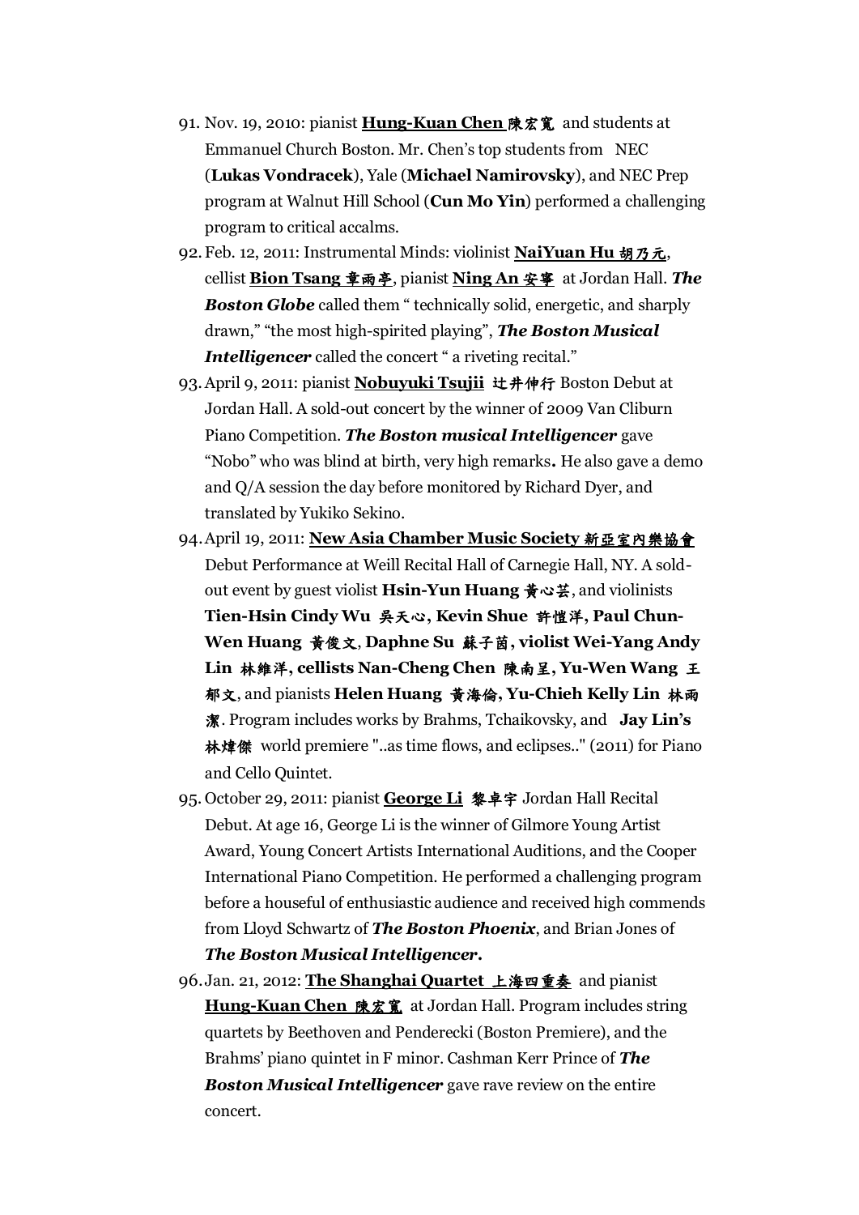91. Nov. 19, 2010: pianist **Hung-Kuan Chen 陳宏寬** and students at Emmanuel Church Boston. Mr. Chen's top students from NEC (**Lukas Vondracek**), Yale (**Michael Namirovsky**), and NEC Prep program at Walnut Hill School (**Cun Mo Yin**) performed a challenging program to critical accalms.
92. Feb. 12, 2011: Instrumental Minds: violinist **NaiYuan Hu 胡乃元**, cellist **Bion Tsang 章雨亭**, pianist **Ning An 安寧** at Jordan Hall. ***The Boston Globe*** called them " technically solid, energetic, and sharply drawn," "the most high-spirited playing", ***The Boston Musical Intelligencer*** called the concert " a riveting recital."
93. April 9, 2011: pianist **Nobuyuki Tsujii 辻井伸行** Boston Debut at Jordan Hall. A sold-out concert by the winner of 2009 Van Cliburn Piano Competition. ***The Boston musical Intelligencer*** gave "Nobo" who was blind at birth, very high remarks**.** He also gave a demo and Q/A session the day before monitored by Richard Dyer, and translated by Yukiko Sekino.
94. April 19, 2011: **New Asia Chamber Music Society 新亞室內樂協會** Debut Performance at Weill Recital Hall of Carnegie Hall, NY. A sold-out event by guest violist **Hsin-Yun Huang 黃心芸**, and violinists **Tien-Hsin Cindy Wu 吳天心, Kevin Shue 許愷洋, Paul Chun-Wen Huang 黃俊文**, **Daphne Su 蘇子茵, violist Wei-Yang Andy Lin 林維洋, cellists Nan-Cheng Chen 陳南呈, Yu-Wen Wang 王郁文**, and pianists **Helen Huang 黃海倫, Yu-Chieh Kelly Lin 林雨潔**. Program includes works by Brahms, Tchaikovsky, and **Jay Lin's 林煒傑** world premiere "..as time flows, and eclipses.." (2011) for Piano and Cello Quintet.
95. October 29, 2011: pianist **George Li 黎卓宇** Jordan Hall Recital Debut. At age 16, George Li is the winner of Gilmore Young Artist Award, Young Concert Artists International Auditions, and the Cooper International Piano Competition. He performed a challenging program before a houseful of enthusiastic audience and received high commends from Lloyd Schwartz of ***The Boston Phoenix***, and Brian Jones of ***The Boston Musical Intelligencer*.**
96. Jan. 21, 2012: **The Shanghai Quartet 上海四重奏** and pianist **Hung-Kuan Chen 陳宏寬** at Jordan Hall. Program includes string quartets by Beethoven and Penderecki (Boston Premiere), and the Brahms' piano quintet in F minor. Cashman Kerr Prince of ***The Boston Musical Intelligencer*** gave rave review on the entire concert.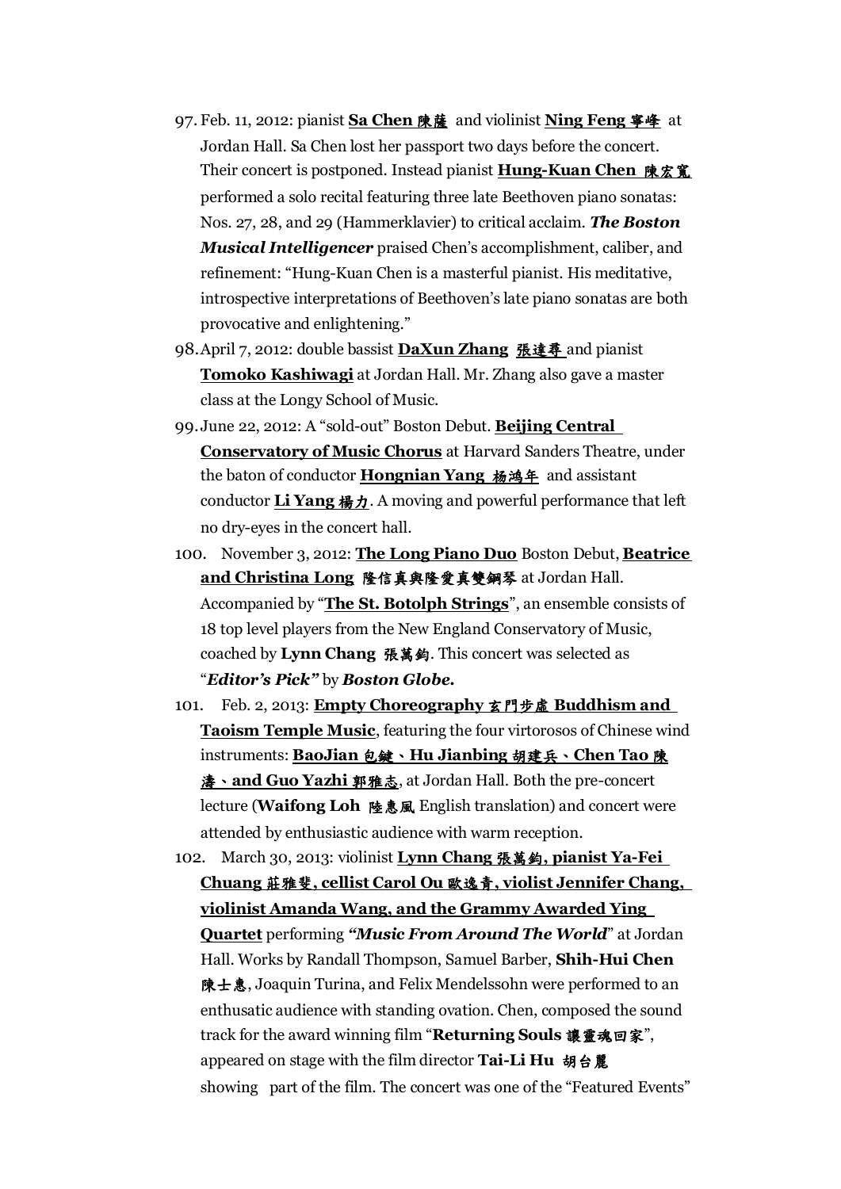97. Feb. 11, 2012: pianist **Sa Chen 陳薩** and violinist **Ning Feng 寧峰** at Jordan Hall. Sa Chen lost her passport two days before the concert. Their concert is postponed. Instead pianist **Hung-Kuan Chen 陳宏寬** performed a solo recital featuring three late Beethoven piano sonatas: Nos. 27, 28, and 29 (Hammerklavier) to critical acclaim. ***The Boston Musical Intelligencer*** praised Chen's accomplishment, caliber, and refinement: "Hung-Kuan Chen is a masterful pianist. His meditative, introspective interpretations of Beethoven's late piano sonatas are both provocative and enlightening."
98. April 7, 2012: double bassist **DaXun Zhang 張達尋** and pianist **Tomoko Kashiwagi** at Jordan Hall. Mr. Zhang also gave a master class at the Longy School of Music.
99. June 22, 2012: A "sold-out" Boston Debut. **Beijing Central Conservatory of Music Chorus** at Harvard Sanders Theatre, under the baton of conductor **Hongnian Yang 杨鸿年** and assistant conductor **Li Yang 楊力**. A moving and powerful performance that left no dry-eyes in the concert hall.
100. November 3, 2012: **The Long Piano Duo** Boston Debut, **Beatrice and Christina Long 隆信真與隆愛真雙鋼琴** at Jordan Hall. Accompanied by "**The St. Botolph Strings**", an ensemble consists of 18 top level players from the New England Conservatory of Music, coached by **Lynn Chang 張萬鈞**. This concert was selected as "***Editor's Pick"*** by ***Boston Globe.***
101. Feb. 2, 2013: **Empty Choreography 玄門步虛 Buddhism and Taoism Temple Music**, featuring the four virtorosos of Chinese wind instruments: **BaoJian 包鍵、Hu Jianbing 胡建兵、Chen Tao 陳濤、and Guo Yazhi 郭雅志**, at Jordan Hall. Both the pre-concert lecture (**Waifong Loh 陸惠風** English translation) and concert were attended by enthusiastic audience with warm reception.
102. March 30, 2013: violinist **Lynn Chang 張萬鈞, pianist Ya-Fei Chuang 莊雅斐, cellist Carol Ou 歐逸青, violist Jennifer Chang, violinist Amanda Wang, and the Grammy Awarded Ying Quartet** performing ***"Music From Around The World***" at Jordan Hall. Works by Randall Thompson, Samuel Barber, **Shih-Hui Chen 陳士惠**, Joaquin Turina, and Felix Mendelssohn were performed to an enthusatic audience with standing ovation. Chen, composed the sound track for the award winning film "**Returning Souls 讓靈魂回家**", appeared on stage with the film director **Tai-Li Hu 胡台麗** showing part of the film. The concert was one of the "Featured Events"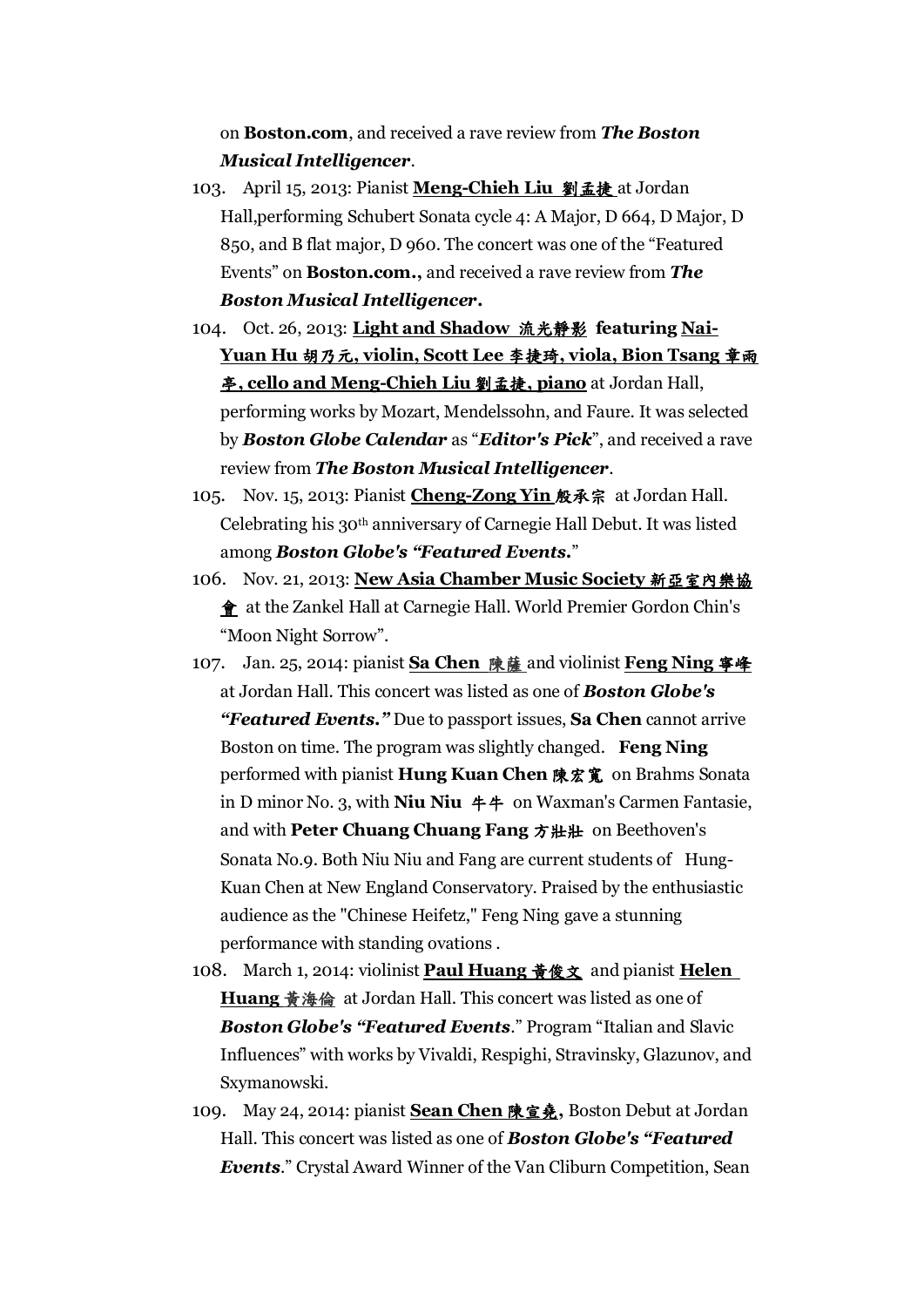on **Boston.com**, and received a rave review from ***The Boston Musical Intelligencer***.

103. April 15, 2013: Pianist **Meng-Chieh Liu 劉孟捷** at Jordan Hall,performing Schubert Sonata cycle 4: A Major, D 664, D Major, D 850, and B flat major, D 960. The concert was one of the “Featured Events” on **Boston.com.,** and received a rave review from ***The Boston Musical Intelligencer.***

104. Oct. 26, 2013: **Light and Shadow 流光靜影 featuring Nai-Yuan Hu 胡乃元, violin, Scott Lee 李捷琦, viola, Bion Tsang 章雨亭, cello and Meng-Chieh Liu 劉孟捷, piano** at Jordan Hall, performing works by Mozart, Mendelssohn, and Faure. It was selected by ***Boston Globe Calendar*** as “***Editor's Pick***”, and received a rave review from ***The Boston Musical Intelligencer***.

105. Nov. 15, 2013: Pianist **Cheng-Zong Yin 殷承宗** at Jordan Hall. Celebrating his 30th anniversary of Carnegie Hall Debut. It was listed among ***Boston Globe's “Featured Events.***”

106. Nov. 21, 2013: **New Asia Chamber Music Society 新亞室內樂協會** at the Zankel Hall at Carnegie Hall. World Premier Gordon Chin's “Moon Night Sorrow”.

107. Jan. 25, 2014: pianist **Sa Chen 陳薩** and violinist **Feng Ning 寧峰** at Jordan Hall. This concert was listed as one of ***Boston Globe's “Featured Events.”*** Due to passport issues, **Sa Chen** cannot arrive Boston on time. The program was slightly changed. **Feng Ning** performed with pianist **Hung Kuan Chen 陳宏寬** on Brahms Sonata in D minor No. 3, with **Niu Niu 牛牛** on Waxman's Carmen Fantasie, and with **Peter Chuang Chuang Fang 方壯壯** on Beethoven's Sonata No.9. Both Niu Niu and Fang are current students of Hung-Kuan Chen at New England Conservatory. Praised by the enthusiastic audience as the "Chinese Heifetz," Feng Ning gave a stunning performance with standing ovations .

108. March 1, 2014: violinist **Paul Huang 黃俊文** and pianist **Helen Huang 黃海倫** at Jordan Hall. This concert was listed as one of ***Boston Globe's “Featured Events***.” Program “Italian and Slavic Influences” with works by Vivaldi, Respighi, Stravinsky, Glazunov, and Sxymanowski.

109. May 24, 2014: pianist **Sean Chen 陳宣堯,** Boston Debut at Jordan Hall. This concert was listed as one of ***Boston Globe's “Featured Events***.” Crystal Award Winner of the Van Cliburn Competition, Sean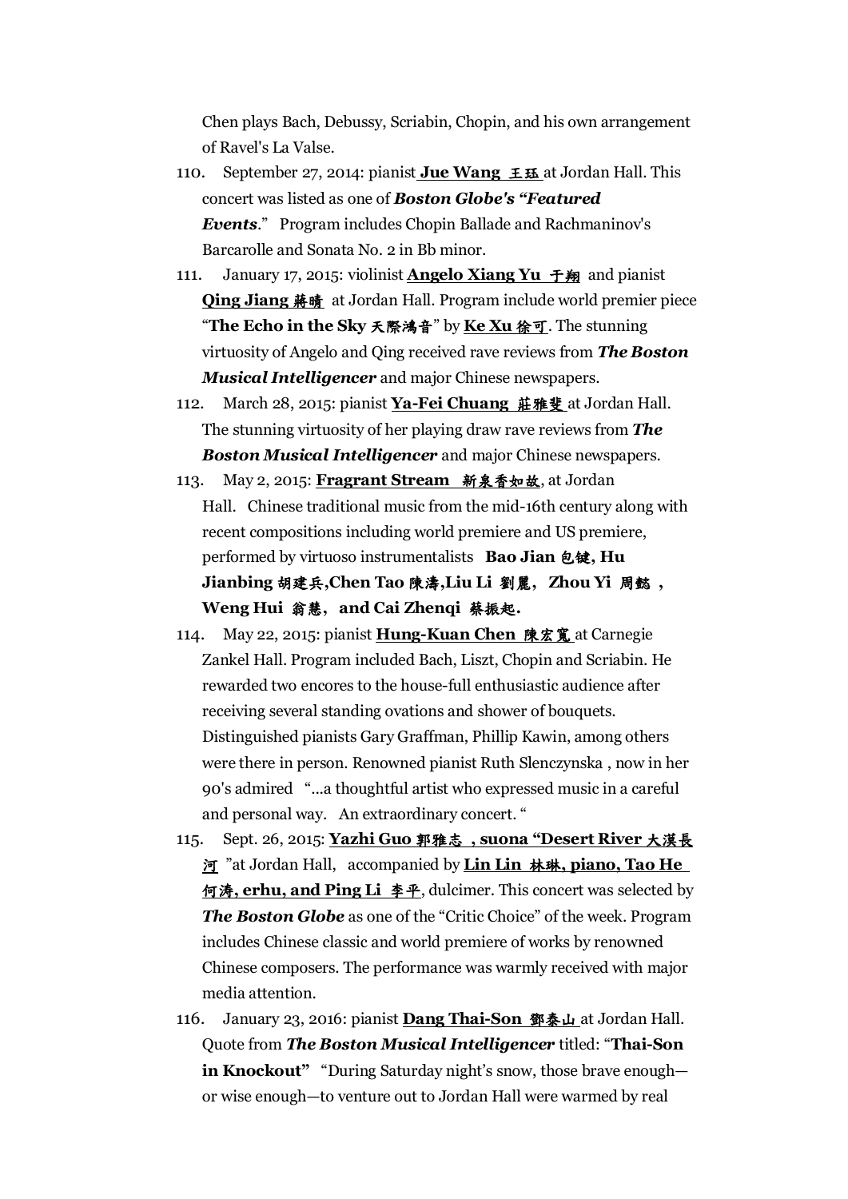Chen plays Bach, Debussy, Scriabin, Chopin, and his own arrangement of Ravel's La Valse.

110. September 27, 2014: pianist **Jue Wang 王珏** at Jordan Hall. This concert was listed as one of ***Boston Globe's "Featured Events***." Program includes Chopin Ballade and Rachmaninov's Barcarolle and Sonata No. 2 in Bb minor.

111. January 17, 2015: violinist **Angelo Xiang Yu 于翔** and pianist **Qing Jiang 蔣晴** at Jordan Hall. Program include world premier piece "**The Echo in the Sky 天際鴻音**" by **Ke Xu 徐可**. The stunning virtuosity of Angelo and Qing received rave reviews from ***The Boston Musical Intelligencer*** and major Chinese newspapers.

112. March 28, 2015: pianist **Ya-Fei Chuang 莊雅斐** at Jordan Hall. The stunning virtuosity of her playing draw rave reviews from ***The Boston Musical Intelligencer*** and major Chinese newspapers.

113. May 2, 2015: **Fragrant Stream 新泉香如故**, at Jordan Hall. Chinese traditional music from the mid-16th century along with recent compositions including world premiere and US premiere, performed by virtuoso instrumentalists **Bao Jian 包键, Hu Jianbing 胡建兵,Chen Tao 陳濤,Liu Li 劉麗， Zhou Yi 周懿 ， Weng Hui 翁慧，and Cai Zhenqi 蔡振起.**

114. May 22, 2015: pianist **Hung-Kuan Chen 陳宏寬** at Carnegie Zankel Hall. Program included Bach, Liszt, Chopin and Scriabin. He rewarded two encores to the house-full enthusiastic audience after receiving several standing ovations and shower of bouquets. Distinguished pianists Gary Graffman, Phillip Kawin, among others were there in person. Renowned pianist Ruth Slenczynska , now in her 90's admired "...a thoughtful artist who expressed music in a careful and personal way. An extraordinary concert. "

115. Sept. 26, 2015: **Yazhi Guo 郭雅志 , suona "Desert River 大漠長河** "at Jordan Hall, accompanied by **Lin Lin 林琳, piano, Tao He 何涛, erhu, and Ping Li 李平**, dulcimer. This concert was selected by ***The Boston Globe*** as one of the "Critic Choice" of the week. Program includes Chinese classic and world premiere of works by renowned Chinese composers. The performance was warmly received with major media attention.

116. January 23, 2016: pianist **Dang Thai-Son 鄧泰山** at Jordan Hall. Quote from ***The Boston Musical Intelligencer*** titled: "**Thai-Son in Knockout**" "During Saturday night's snow, those brave enough—or wise enough—to venture out to Jordan Hall were warmed by real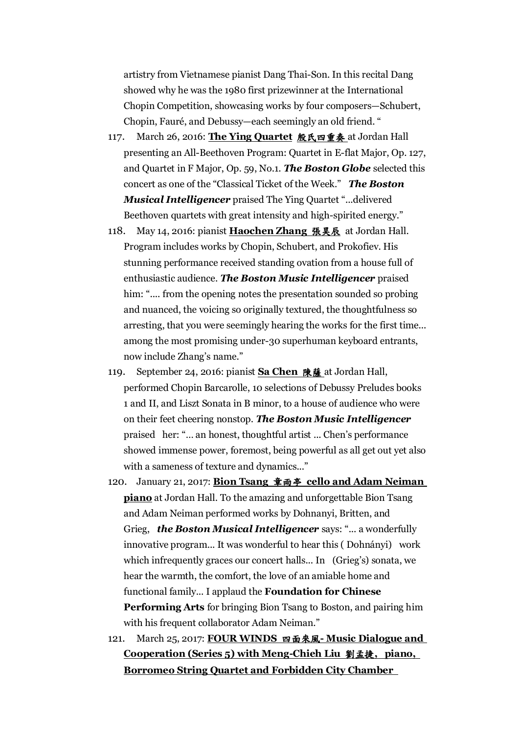artistry from Vietnamese pianist Dang Thai-Son. In this recital Dang showed why he was the 1980 first prizewinner at the International Chopin Competition, showcasing works by four composers—Schubert, Chopin, Fauré, and Debussy—each seemingly an old friend. "

117. March 26, 2016: **The Ying Quartet 殷氏四重奏** at Jordan Hall presenting an All-Beethoven Program: Quartet in E-flat Major, Op. 127, and Quartet in F Major, Op. 59, No.1. ***The Boston Globe*** selected this concert as one of the "Classical Ticket of the Week." ***The Boston Musical Intelligencer*** praised The Ying Quartet "...delivered Beethoven quartets with great intensity and high-spirited energy."

118. May 14, 2016: pianist **Haochen Zhang 張昊辰** at Jordan Hall. Program includes works by Chopin, Schubert, and Prokofiev. His stunning performance received standing ovation from a house full of enthusiastic audience. ***The Boston Music Intelligencer*** praised him: ".... from the opening notes the presentation sounded so probing and nuanced, the voicing so originally textured, the thoughtfulness so arresting, that you were seemingly hearing the works for the first time... among the most promising under-30 superhuman keyboard entrants, now include Zhang's name."

119. September 24, 2016: pianist **Sa Chen 陳薩** at Jordan Hall, performed Chopin Barcarolle, 10 selections of Debussy Preludes books 1 and II, and Liszt Sonata in B minor, to a house of audience who were on their feet cheering nonstop. ***The Boston Music Intelligencer*** praised her: "... an honest, thoughtful artist ... Chen's performance showed immense power, foremost, being powerful as all get out yet also with a sameness of texture and dynamics..."

120. January 21, 2017: **Bion Tsang 章雨亭 cello and Adam Neiman piano** at Jordan Hall. To the amazing and unforgettable Bion Tsang and Adam Neiman performed works by Dohnanyi, Britten, and Grieg, ***the Boston Musical Intelligencer*** says: "... a wonderfully innovative program... It was wonderful to hear this ( Dohnányi) work which infrequently graces our concert halls... In (Grieg's) sonata, we hear the warmth, the comfort, the love of an amiable home and functional family... I applaud the **Foundation for Chinese Performing Arts** for bringing Bion Tsang to Boston, and pairing him with his frequent collaborator Adam Neiman."

121. March 25, 2017: **FOUR WINDS 四面來風- Music Dialogue and Cooperation (Series 5) with Meng-Chieh Liu 劉孟捷, piano, Borromeo String Quartet and Forbidden City Chamber**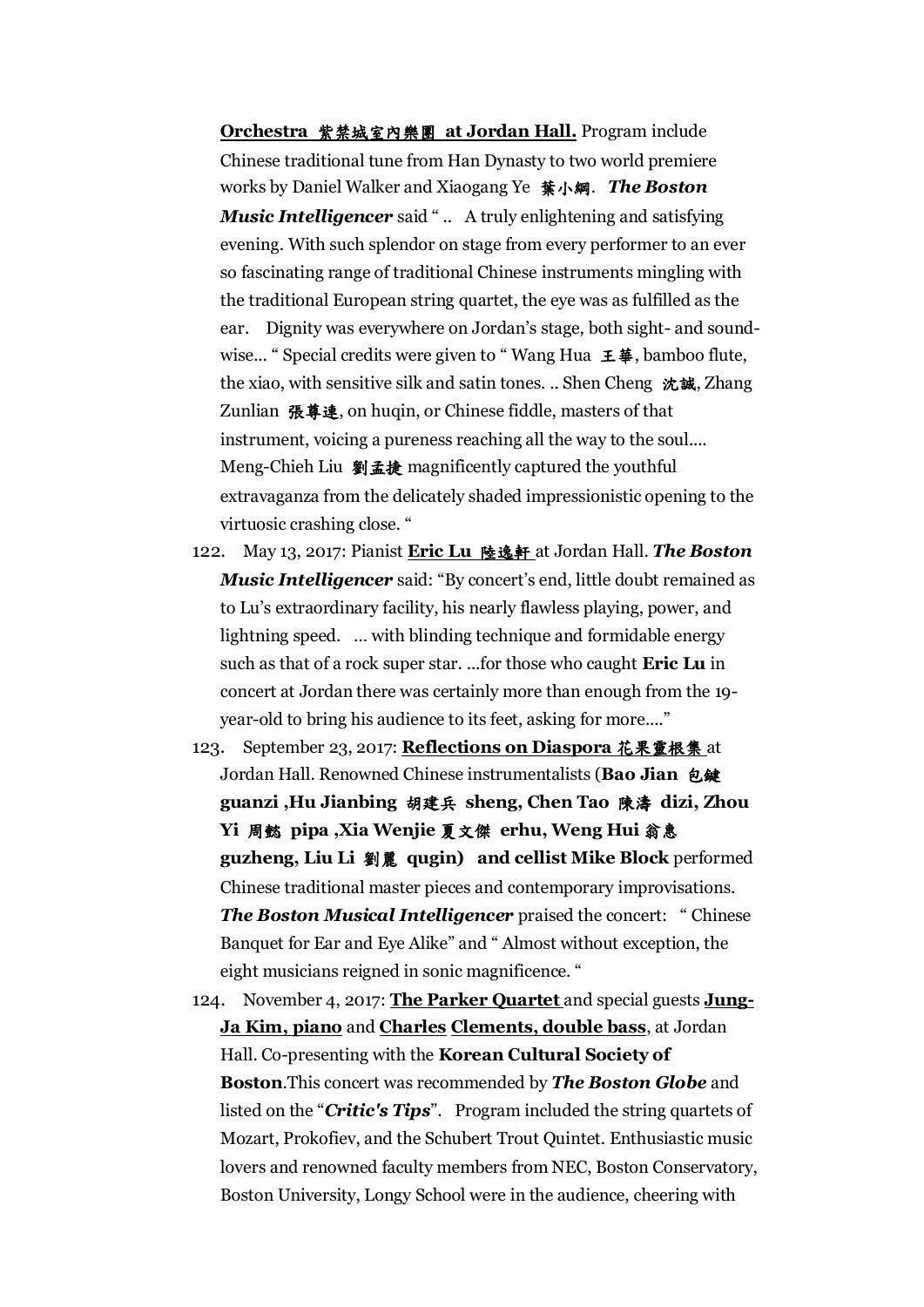**Orchestra 紫禁城室內樂團 at Jordan Hall.** Program include Chinese traditional tune from Han Dynasty to two world premiere works by Daniel Walker and Xiaogang Ye 葉小綱. ***The Boston Music Intelligencer*** said " .. A truly enlightening and satisfying evening. With such splendor on stage from every performer to an ever so fascinating range of traditional Chinese instruments mingling with the traditional European string quartet, the eye was as fulfilled as the ear. Dignity was everywhere on Jordan's stage, both sight- and sound-wise... " Special credits were given to " Wang Hua 王華, bamboo flute, the xiao, with sensitive silk and satin tones. .. Shen Cheng 沈誠, Zhang Zunlian 張尊連, on huqin, or Chinese fiddle, masters of that instrument, voicing a pureness reaching all the way to the soul.... Meng-Chieh Liu 劉孟捷 magnificently captured the youthful extravaganza from the delicately shaded impressionistic opening to the virtuosic crashing close. "

122. May 13, 2017: Pianist **Eric Lu 陸逸軒** at Jordan Hall. ***The Boston Music Intelligencer*** said: "By concert's end, little doubt remained as to Lu's extraordinary facility, his nearly flawless playing, power, and lightning speed. … with blinding technique and formidable energy such as that of a rock super star. ...for those who caught **Eric Lu** in concert at Jordan there was certainly more than enough from the 19-year-old to bring his audience to its feet, asking for more...."

123. September 23, 2017: **Reflections on Diaspora 花果靈根集** at Jordan Hall. Renowned Chinese instrumentalists (**Bao Jian 包鍵 guanzi ,Hu Jianbing 胡建兵 sheng, Chen Tao 陳濤 dizi, Zhou Yi 周懿 pipa ,Xia Wenjie 夏文傑 erhu, Weng Hui 翁惠 guzheng, Liu Li 劉麗 qugin) and cellist Mike Block** performed Chinese traditional master pieces and contemporary improvisations. ***The Boston Musical Intelligencer*** praised the concert: " Chinese Banquet for Ear and Eye Alike" and " Almost without exception, the eight musicians reigned in sonic magnificence. "

124. November 4, 2017: **The Parker Quartet** and special guests **Jung-Ja Kim, piano** and **Charles Clements, double bass**, at Jordan Hall. Co-presenting with the **Korean Cultural Society of Boston**.This concert was recommended by ***The Boston Globe*** and listed on the "***Critic's Tips***". Program included the string quartets of Mozart, Prokofiev, and the Schubert Trout Quintet. Enthusiastic music lovers and renowned faculty members from NEC, Boston Conservatory, Boston University, Longy School were in the audience, cheering with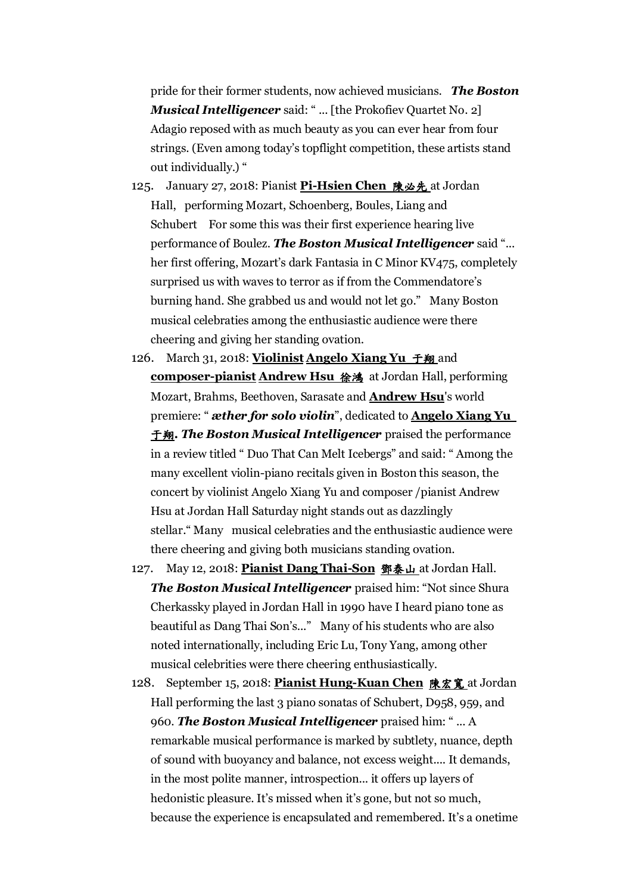pride for their former students, now achieved musicians. ***The Boston Musical Intelligencer*** said: " … [the Prokofiev Quartet No. 2] Adagio reposed with as much beauty as you can ever hear from four strings. (Even among today's topflight competition, these artists stand out individually.) "

125. January 27, 2018: Pianist **Pi-Hsien Chen 陳必先** at Jordan Hall, performing Mozart, Schoenberg, Boules, Liang and Schubert For some this was their first experience hearing live performance of Boulez. ***The Boston Musical Intelligencer*** said "… her first offering, Mozart's dark Fantasia in C Minor KV475, completely surprised us with waves to terror as if from the Commendatore's burning hand. She grabbed us and would not let go." Many Boston musical celebraties among the enthusiastic audience were there cheering and giving her standing ovation.
126. March 31, 2018: **Violinist Angelo Xiang Yu 于翔** and **composer-pianist Andrew Hsu 徐鴻** at Jordan Hall, performing Mozart, Brahms, Beethoven, Sarasate and **Andrew Hsu**'s world premiere: " ***æther for solo violin***", dedicated to **Angelo Xiang Yu 于翔**. ***The Boston Musical Intelligencer*** praised the performance in a review titled " Duo That Can Melt Icebergs" and said: " Among the many excellent violin-piano recitals given in Boston this season, the concert by violinist Angelo Xiang Yu and composer /pianist Andrew Hsu at Jordan Hall Saturday night stands out as dazzlingly stellar." Many musical celebraties and the enthusiastic audience were there cheering and giving both musicians standing ovation.
127. May 12, 2018: **Pianist Dang Thai-Son 鄧泰山** at Jordan Hall. ***The Boston Musical Intelligencer*** praised him: "Not since Shura Cherkassky played in Jordan Hall in 1990 have I heard piano tone as beautiful as Dang Thai Son's…" Many of his students who are also noted internationally, including Eric Lu, Tony Yang, among other musical celebrities were there cheering enthusiastically.
128. September 15, 2018: **Pianist Hung-Kuan Chen 陳宏寬** at Jordan Hall performing the last 3 piano sonatas of Schubert, D958, 959, and 960. ***The Boston Musical Intelligencer*** praised him: " … A remarkable musical performance is marked by subtlety, nuance, depth of sound with buoyancy and balance, not excess weight…. It demands, in the most polite manner, introspection… it offers up layers of hedonistic pleasure. It's missed when it's gone, but not so much, because the experience is encapsulated and remembered. It's a onetime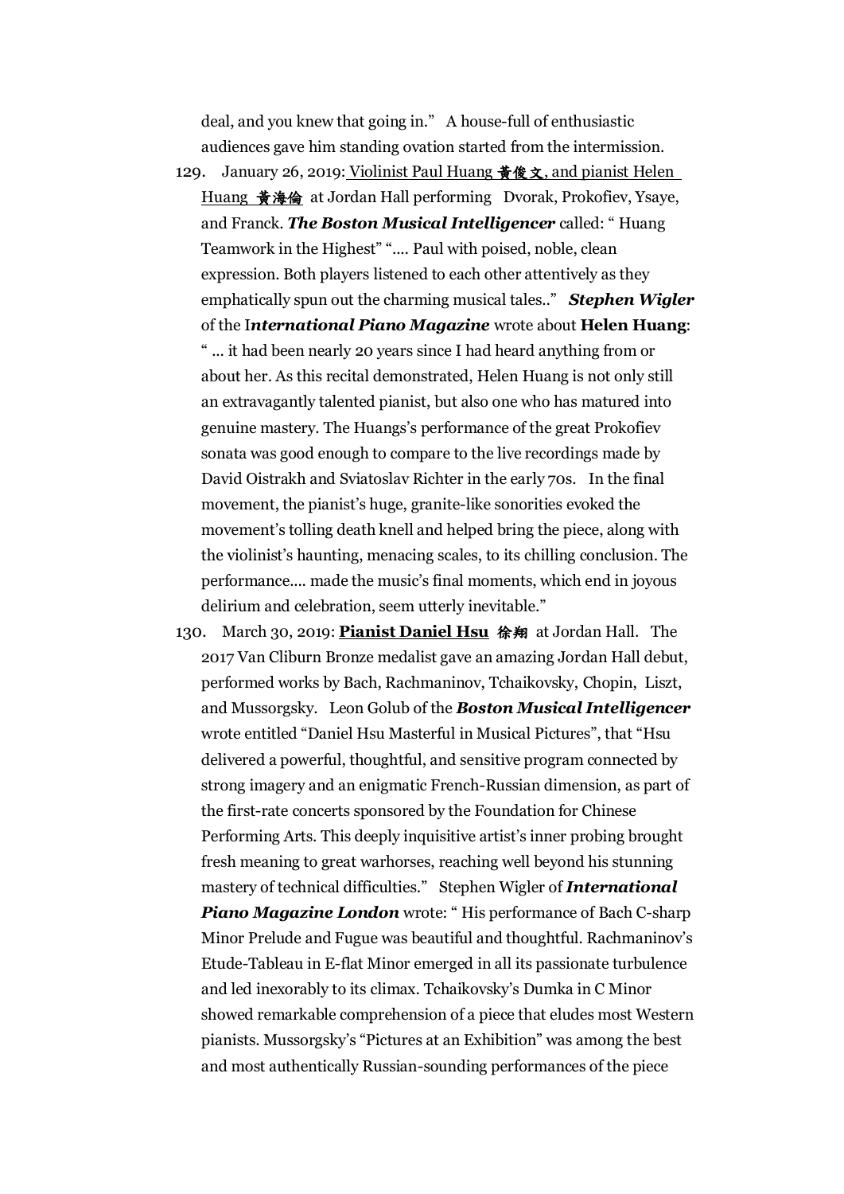deal, and you knew that going in." A house-full of enthusiastic audiences gave him standing ovation started from the intermission.

129. January 26, 2019: <u>Violinist Paul Huang 黃俊文, and pianist Helen Huang 黃海倫</u> at Jordan Hall performing Dvorak, Prokofiev, Ysaye, and Franck. ***The Boston Musical Intelligencer*** called: " Huang Teamwork in the Highest" ".... Paul with poised, noble, clean expression. Both players listened to each other attentively as they emphatically spun out the charming musical tales.." ***Stephen Wigler*** of the I***nternational Piano Magazine*** wrote about **Helen Huang**: " ... it had been nearly 20 years since I had heard anything from or about her. As this recital demonstrated, Helen Huang is not only still an extravagantly talented pianist, but also one who has matured into genuine mastery. The Huangs's performance of the great Prokofiev sonata was good enough to compare to the live recordings made by David Oistrakh and Sviatoslav Richter in the early 70s. In the final movement, the pianist's huge, granite-like sonorities evoked the movement's tolling death knell and helped bring the piece, along with the violinist's haunting, menacing scales, to its chilling conclusion. The performance.... made the music's final moments, which end in joyous delirium and celebration, seem utterly inevitable."

130. March 30, 2019: <u>**Pianist Daniel Hsu**</u> **徐翔** at Jordan Hall. The 2017 Van Cliburn Bronze medalist gave an amazing Jordan Hall debut, performed works by Bach, Rachmaninov, Tchaikovsky, Chopin, Liszt, and Mussorgsky. Leon Golub of the ***Boston Musical Intelligencer*** wrote entitled "Daniel Hsu Masterful in Musical Pictures", that "Hsu delivered a powerful, thoughtful, and sensitive program connected by strong imagery and an enigmatic French-Russian dimension, as part of the first-rate concerts sponsored by the Foundation for Chinese Performing Arts. This deeply inquisitive artist's inner probing brought fresh meaning to great warhorses, reaching well beyond his stunning mastery of technical difficulties." Stephen Wigler of ***International Piano Magazine London*** wrote: " His performance of Bach C-sharp Minor Prelude and Fugue was beautiful and thoughtful. Rachmaninov's Etude-Tableau in E-flat Minor emerged in all its passionate turbulence and led inexorably to its climax. Tchaikovsky's Dumka in C Minor showed remarkable comprehension of a piece that eludes most Western pianists. Mussorgsky's "Pictures at an Exhibition" was among the best and most authentically Russian-sounding performances of the piece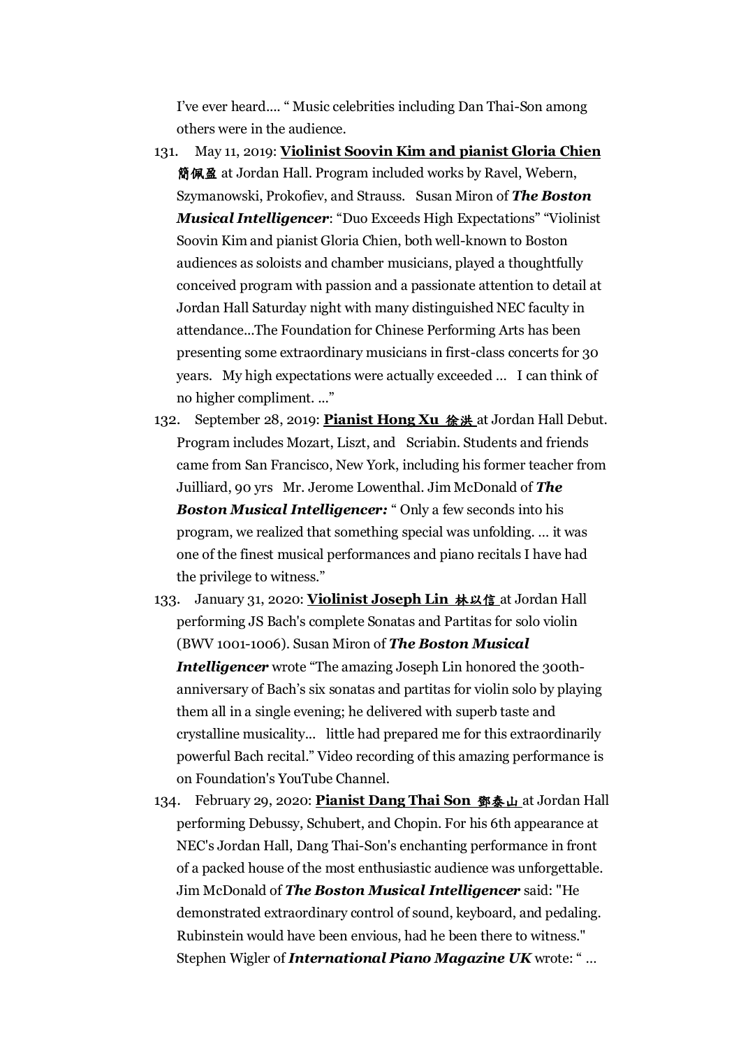I've ever heard.... " Music celebrities including Dan Thai-Son among others were in the audience.

131. May 11, 2019: **Violinist Soovin Kim and pianist Gloria Chien 簡佩盈** at Jordan Hall. Program included works by Ravel, Webern, Szymanowski, Prokofiev, and Strauss. Susan Miron of ***The Boston Musical Intelligencer***: "Duo Exceeds High Expectations" "Violinist Soovin Kim and pianist Gloria Chien, both well-known to Boston audiences as soloists and chamber musicians, played a thoughtfully conceived program with passion and a passionate attention to detail at Jordan Hall Saturday night with many distinguished NEC faculty in attendance...The Foundation for Chinese Performing Arts has been presenting some extraordinary musicians in first-class concerts for 30 years. My high expectations were actually exceeded ... I can think of no higher compliment. ..."

132. September 28, 2019: **Pianist Hong Xu 徐洪** at Jordan Hall Debut. Program includes Mozart, Liszt, and Scriabin. Students and friends came from San Francisco, New York, including his former teacher from Juilliard, 90 yrs Mr. Jerome Lowenthal. Jim McDonald of ***The Boston Musical Intelligencer:*** " Only a few seconds into his program, we realized that something special was unfolding. ... it was one of the finest musical performances and piano recitals I have had the privilege to witness."

133. January 31, 2020: **Violinist Joseph Lin 林以信** at Jordan Hall performing JS Bach's complete Sonatas and Partitas for solo violin (BWV 1001-1006). Susan Miron of ***The Boston Musical Intelligencer*** wrote "The amazing Joseph Lin honored the 300th-anniversary of Bach's six sonatas and partitas for violin solo by playing them all in a single evening; he delivered with superb taste and crystalline musicality... little had prepared me for this extraordinarily powerful Bach recital." Video recording of this amazing performance is on Foundation's YouTube Channel.

134. February 29, 2020: **Pianist Dang Thai Son 鄧泰山** at Jordan Hall performing Debussy, Schubert, and Chopin. For his 6th appearance at NEC's Jordan Hall, Dang Thai-Son's enchanting performance in front of a packed house of the most enthusiastic audience was unforgettable. Jim McDonald of ***The Boston Musical Intelligencer*** said: "He demonstrated extraordinary control of sound, keyboard, and pedaling. Rubinstein would have been envious, had he been there to witness." Stephen Wigler of ***International Piano Magazine UK*** wrote: " ...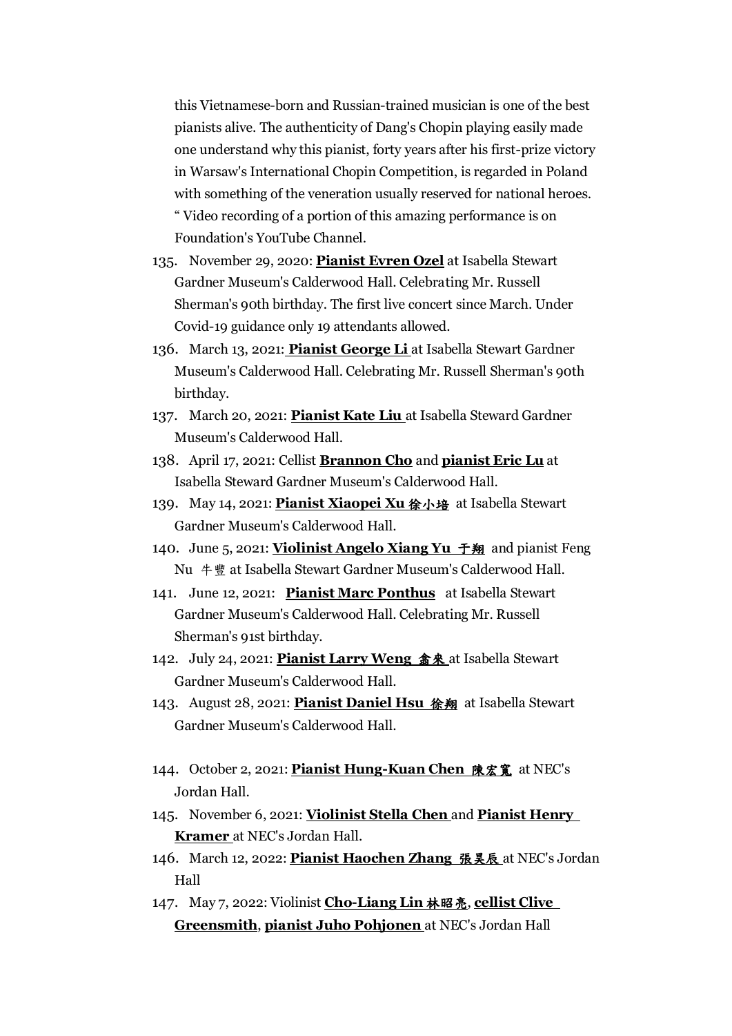this Vietnamese-born and Russian-trained musician is one of the best pianists alive. The authenticity of Dang's Chopin playing easily made one understand why this pianist, forty years after his first-prize victory in Warsaw's International Chopin Competition, is regarded in Poland with something of the veneration usually reserved for national heroes. " Video recording of a portion of this amazing performance is on Foundation's YouTube Channel.

135. November 29, 2020: **Pianist Evren Ozel** at Isabella Stewart Gardner Museum's Calderwood Hall. Celebrating Mr. Russell Sherman's 90th birthday. The first live concert since March. Under Covid-19 guidance only 19 attendants allowed.
136. March 13, 2021: **Pianist George Li** at Isabella Stewart Gardner Museum's Calderwood Hall. Celebrating Mr. Russell Sherman's 90th birthday.
137. March 20, 2021: **Pianist Kate Liu** at Isabella Steward Gardner Museum's Calderwood Hall.
138. April 17, 2021: Cellist **Brannon Cho** and **pianist Eric Lu** at Isabella Steward Gardner Museum's Calderwood Hall.
139. May 14, 2021: **Pianist Xiaopei Xu 徐小培** at Isabella Stewart Gardner Museum's Calderwood Hall.
140. June 5, 2021: **Violinist Angelo Xiang Yu 于翔** and pianist Feng Nu 牛豐 at Isabella Stewart Gardner Museum's Calderwood Hall.
141. June 12, 2021: **Pianist Marc Ponthus** at Isabella Stewart Gardner Museum's Calderwood Hall. Celebrating Mr. Russell Sherman's 91st birthday.
142. July 24, 2021: **Pianist Larry Weng 翁來** at Isabella Stewart Gardner Museum's Calderwood Hall.
143. August 28, 2021: **Pianist Daniel Hsu 徐翔** at Isabella Stewart Gardner Museum's Calderwood Hall.
144. October 2, 2021: **Pianist Hung-Kuan Chen 陳宏寬** at NEC's Jordan Hall.
145. November 6, 2021: **Violinist Stella Chen** and **Pianist Henry Kramer** at NEC's Jordan Hall.
146. March 12, 2022: **Pianist Haochen Zhang 張昊辰** at NEC's Jordan Hall
147. May 7, 2022: Violinist **Cho-Liang Lin 林昭亮**, **cellist Clive Greensmith**, **pianist Juho Pohjonen** at NEC's Jordan Hall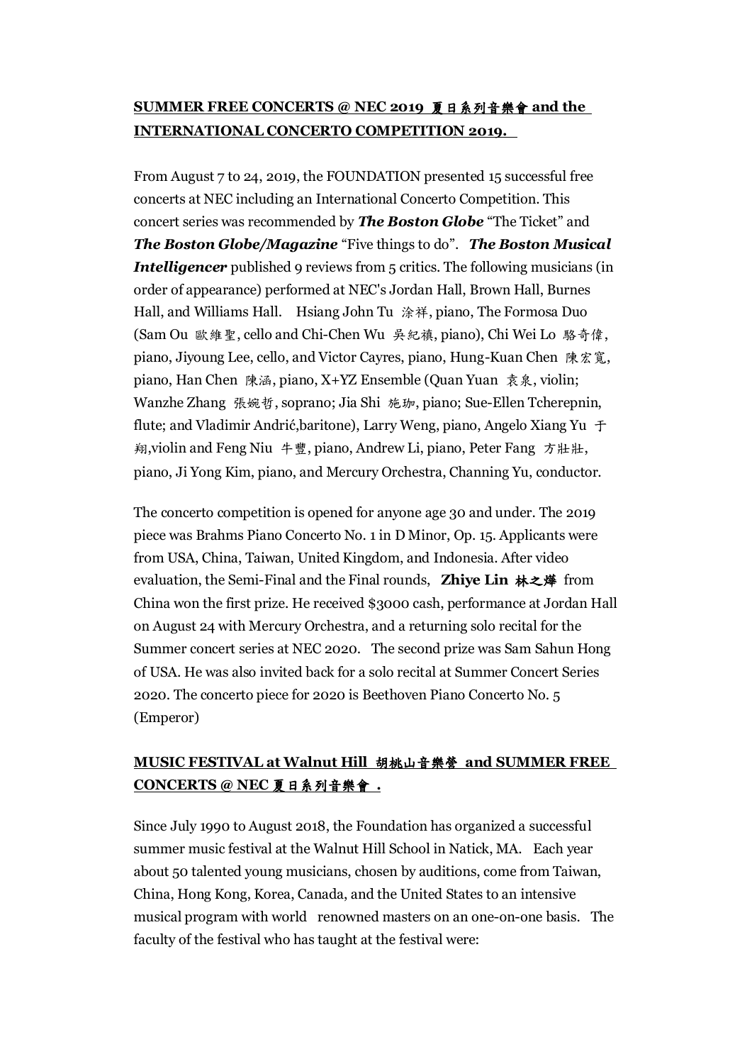**SUMMER FREE CONCERTS @ NEC 2019 夏日系列音樂會 and the INTERNATIONAL CONCERTO COMPETITION 2019.**

From August 7 to 24, 2019, the FOUNDATION presented 15 successful free concerts at NEC including an International Concerto Competition. This concert series was recommended by ***The Boston Globe*** "The Ticket" and ***The Boston Globe/Magazine*** "Five things to do". ***The Boston Musical Intelligencer*** published 9 reviews from 5 critics. The following musicians (in order of appearance) performed at NEC's Jordan Hall, Brown Hall, Burnes Hall, and Williams Hall. Hsiang John Tu 涂祥, piano, The Formosa Duo (Sam Ou 歐維聖, cello and Chi-Chen Wu 吳紀禎, piano), Chi Wei Lo 駱奇偉, piano, Jiyoung Lee, cello, and Victor Cayres, piano, Hung-Kuan Chen 陳宏寬, piano, Han Chen 陳涵, piano, X+YZ Ensemble (Quan Yuan 袁泉, violin; Wanzhe Zhang 張婉哲, soprano; Jia Shi 施珈, piano; Sue-Ellen Tcherepnin, flute; and Vladimir Andrić,baritone), Larry Weng, piano, Angelo Xiang Yu 于翔,violin and Feng Niu 牛豐, piano, Andrew Li, piano, Peter Fang 方壯壯, piano, Ji Yong Kim, piano, and Mercury Orchestra, Channing Yu, conductor.

The concerto competition is opened for anyone age 30 and under. The 2019 piece was Brahms Piano Concerto No. 1 in D Minor, Op. 15. Applicants were from USA, China, Taiwan, United Kingdom, and Indonesia. After video evaluation, the Semi-Final and the Final rounds, **Zhiye Lin 林之燁** from China won the first prize. He received $3000 cash, performance at Jordan Hall on August 24 with Mercury Orchestra, and a returning solo recital for the Summer concert series at NEC 2020. The second prize was Sam Sahun Hong of USA. He was also invited back for a solo recital at Summer Concert Series 2020. The concerto piece for 2020 is Beethoven Piano Concerto No. 5 (Emperor)

**MUSIC FESTIVAL at Walnut Hill 胡桃山音樂營 and SUMMER FREE CONCERTS @ NEC 夏日系列音樂會 .**

Since July 1990 to August 2018, the Foundation has organized a successful summer music festival at the Walnut Hill School in Natick, MA. Each year about 50 talented young musicians, chosen by auditions, come from Taiwan, China, Hong Kong, Korea, Canada, and the United States to an intensive musical program with world renowned masters on an one-on-one basis. The faculty of the festival who has taught at the festival were: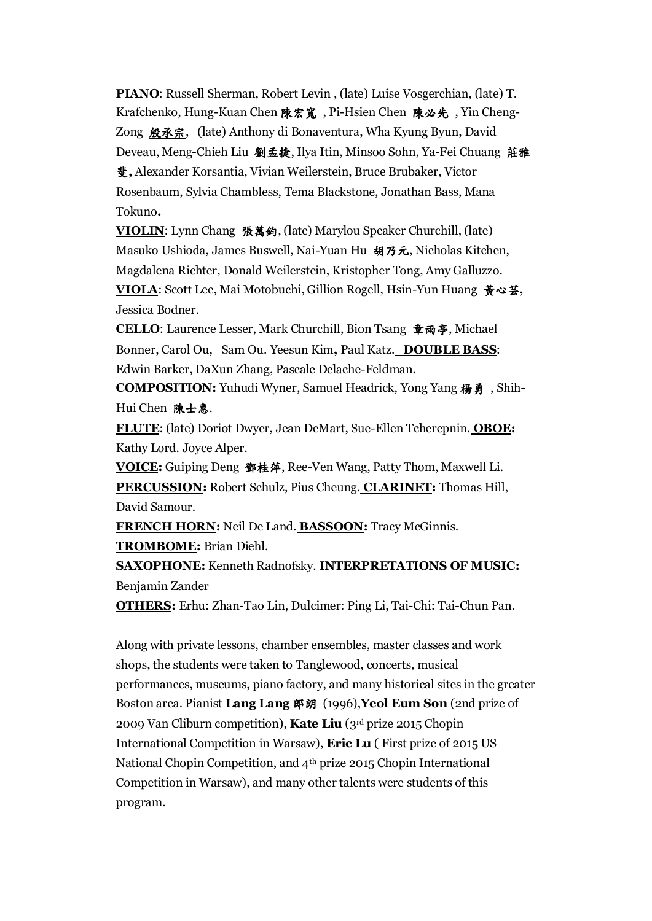**PIANO**: Russell Sherman, Robert Levin , (late) Luise Vosgerchian, (late) T. Krafchenko, Hung-Kuan Chen 陳宏寬 , Pi-Hsien Chen 陳必先 , Yin Cheng-Zong 殷承宗, (late) Anthony di Bonaventura, Wha Kyung Byun, David Deveau, Meng-Chieh Liu 劉孟捷, Ilya Itin, Minsoo Sohn, Ya-Fei Chuang 莊雅斐, Alexander Korsantia, Vivian Weilerstein, Bruce Brubaker, Victor Rosenbaum, Sylvia Chambless, Tema Blackstone, Jonathan Bass, Mana Tokuno.

**VIOLIN**: Lynn Chang 張萬鈞, (late) Marylou Speaker Churchill, (late) Masuko Ushioda, James Buswell, Nai-Yuan Hu 胡乃元, Nicholas Kitchen, Magdalena Richter, Donald Weilerstein, Kristopher Tong, Amy Galluzzo.

**VIOLA**: Scott Lee, Mai Motobuchi, Gillion Rogell, Hsin-Yun Huang 黃心芸, Jessica Bodner.

**CELLO**: Laurence Lesser, Mark Churchill, Bion Tsang 章雨亭, Michael Bonner, Carol Ou, Sam Ou. Yeesun Kim, Paul Katz. **DOUBLE BASS**: Edwin Barker, DaXun Zhang, Pascale Delache-Feldman.

**COMPOSITION:** Yuhudi Wyner, Samuel Headrick, Yong Yang 楊勇 , Shih-Hui Chen 陳士惠.

**FLUTE**: (late) Doriot Dwyer, Jean DeMart, Sue-Ellen Tcherepnin. **OBOE:** Kathy Lord. Joyce Alper.

**VOICE:** Guiping Deng 鄧桂萍, Ree-Ven Wang, Patty Thom, Maxwell Li.

**PERCUSSION:** Robert Schulz, Pius Cheung. **CLARINET:** Thomas Hill, David Samour.

**FRENCH HORN:** Neil De Land. **BASSOON:** Tracy McGinnis.

**TROMBOME:** Brian Diehl.

**SAXOPHONE:** Kenneth Radnofsky. **INTERPRETATIONS OF MUSIC:** Benjamin Zander

**OTHERS:** Erhu: Zhan-Tao Lin, Dulcimer: Ping Li, Tai-Chi: Tai-Chun Pan.

Along with private lessons, chamber ensembles, master classes and work shops, the students were taken to Tanglewood, concerts, musical performances, museums, piano factory, and many historical sites in the greater Boston area. Pianist **Lang Lang 郎朗** (1996),**Yeol Eum Son** (2nd prize of 2009 Van Cliburn competition), **Kate Liu** (3rd prize 2015 Chopin International Competition in Warsaw), **Eric Lu** ( First prize of 2015 US National Chopin Competition, and 4th prize 2015 Chopin International Competition in Warsaw), and many other talents were students of this program.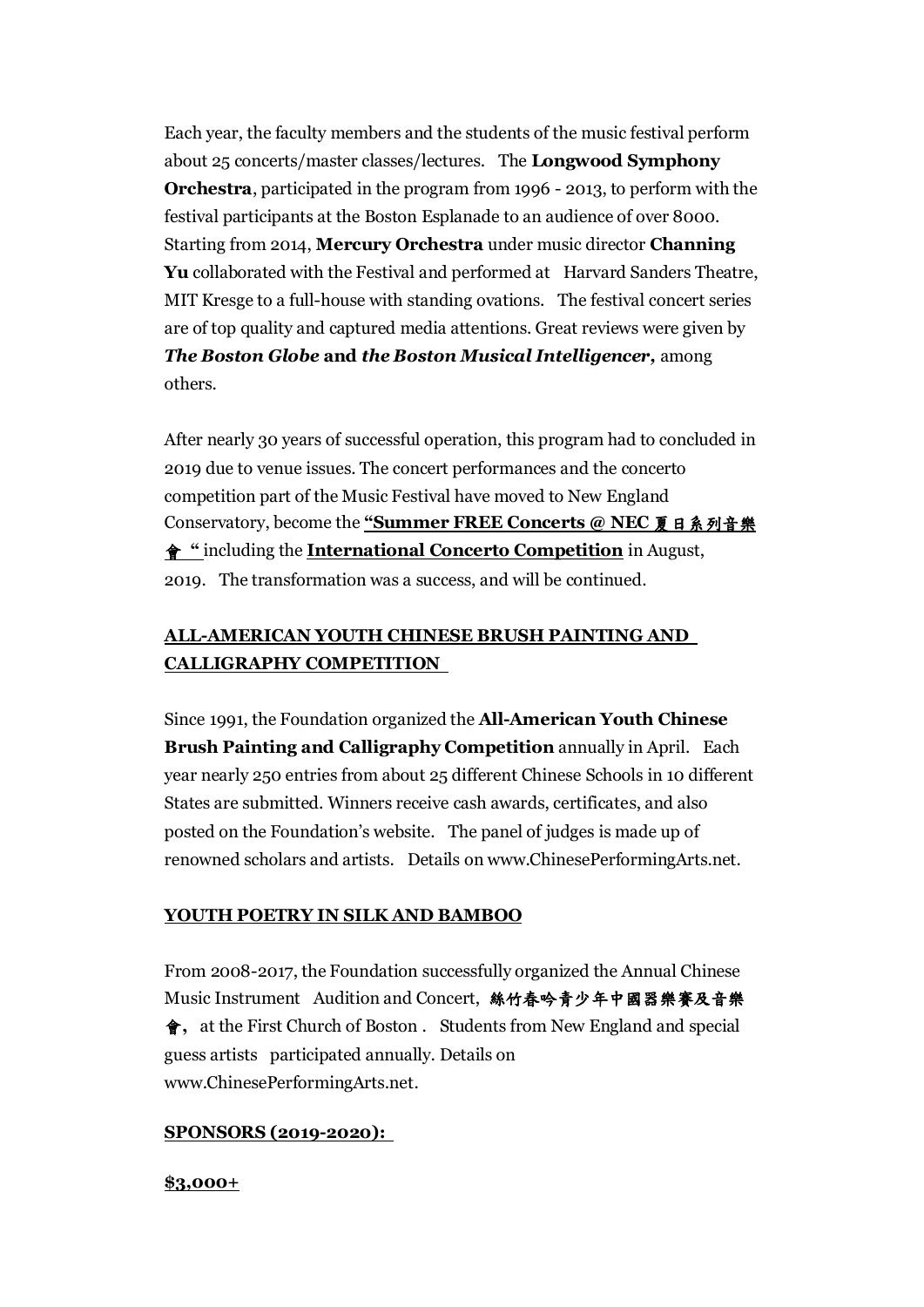Each year, the faculty members and the students of the music festival perform about 25 concerts/master classes/lectures. The **Longwood Symphony Orchestra**, participated in the program from 1996 - 2013, to perform with the festival participants at the Boston Esplanade to an audience of over 8000. Starting from 2014, **Mercury Orchestra** under music director **Channing Yu** collaborated with the Festival and performed at Harvard Sanders Theatre, MIT Kresge to a full-house with standing ovations. The festival concert series are of top quality and captured media attentions. Great reviews were given by ***The Boston Globe* and *the Boston Musical Intelligencer*,** among others.

After nearly 30 years of successful operation, this program had to concluded in 2019 due to venue issues. The concert performances and the concerto competition part of the Music Festival have moved to New England Conservatory, become the **"Summer FREE Concerts @ NEC 夏日系列音樂會 "** including the **International Concerto Competition** in August, 2019. The transformation was a success, and will be continued.

## ALL-AMERICAN YOUTH CHINESE BRUSH PAINTING AND CALLIGRAPHY COMPETITION

Since 1991, the Foundation organized the **All-American Youth Chinese Brush Painting and Calligraphy Competition** annually in April. Each year nearly 250 entries from about 25 different Chinese Schools in 10 different States are submitted. Winners receive cash awards, certificates, and also posted on the Foundation's website. The panel of judges is made up of renowned scholars and artists. Details on www.ChinesePerformingArts.net.

## YOUTH POETRY IN SILK AND BAMBOO

From 2008-2017, the Foundation successfully organized the Annual Chinese Music Instrument Audition and Concert, **絲竹春吟青少年中國器樂賽及音樂會，** at the First Church of Boston . Students from New England and special guess artists participated annually. Details on www.ChinesePerformingArts.net.

## SPONSORS (2019-2020):

**$3,000+**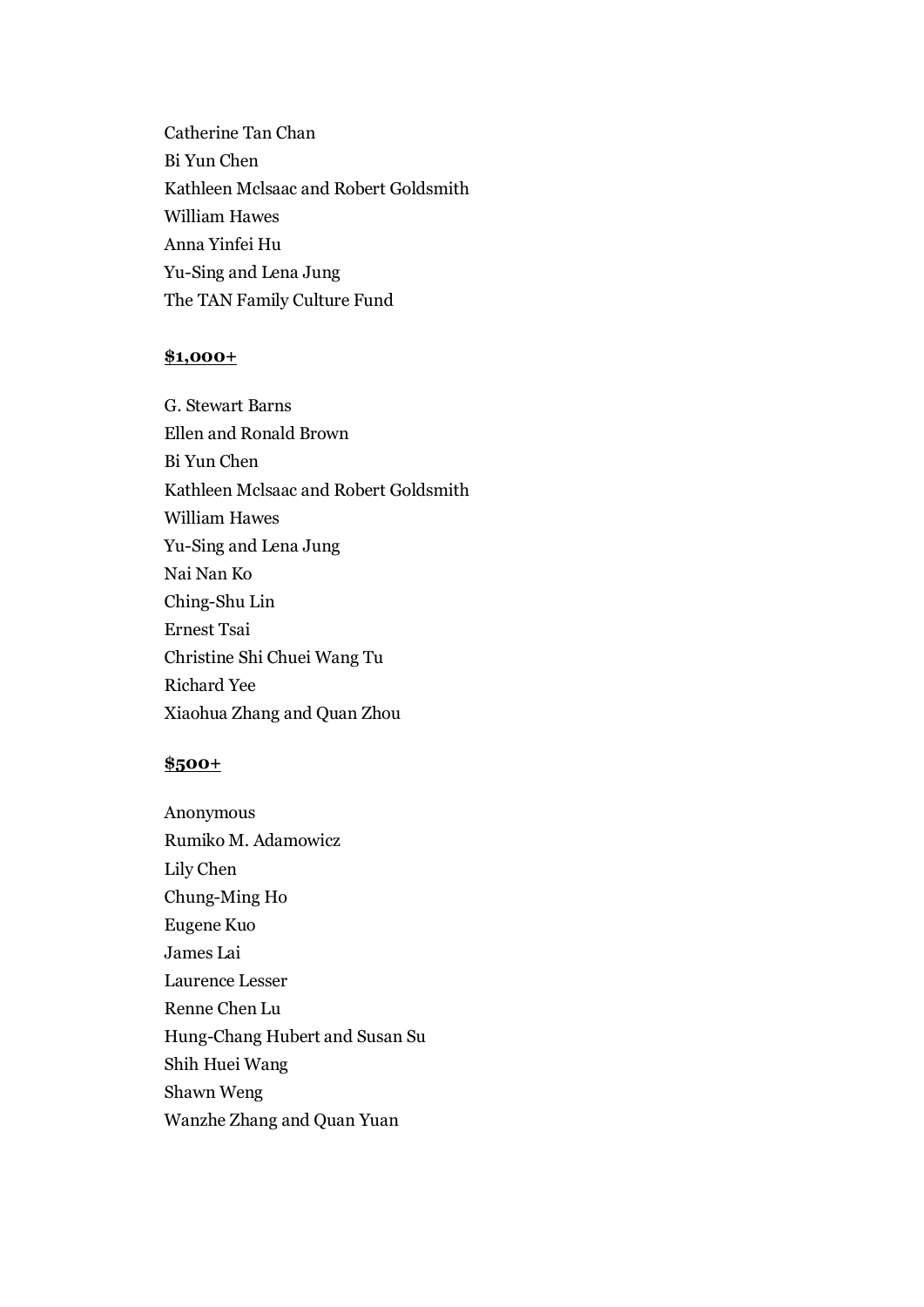Catherine Tan Chan
Bi Yun Chen
Kathleen Mclsaac and Robert Goldsmith
William Hawes
Anna Yinfei Hu
Yu-Sing and Lena Jung
The TAN Family Culture Fund

**$1,000+**

G. Stewart Barns
Ellen and Ronald Brown
Bi Yun Chen
Kathleen Mclsaac and Robert Goldsmith
William Hawes
Yu-Sing and Lena Jung
Nai Nan Ko
Ching-Shu Lin
Ernest Tsai
Christine Shi Chuei Wang Tu
Richard Yee
Xiaohua Zhang and Quan Zhou

**$500+**

Anonymous
Rumiko M. Adamowicz
Lily Chen
Chung-Ming Ho
Eugene Kuo
James Lai
Laurence Lesser
Renne Chen Lu
Hung-Chang Hubert and Susan Su
Shih Huei Wang
Shawn Weng
Wanzhe Zhang and Quan Yuan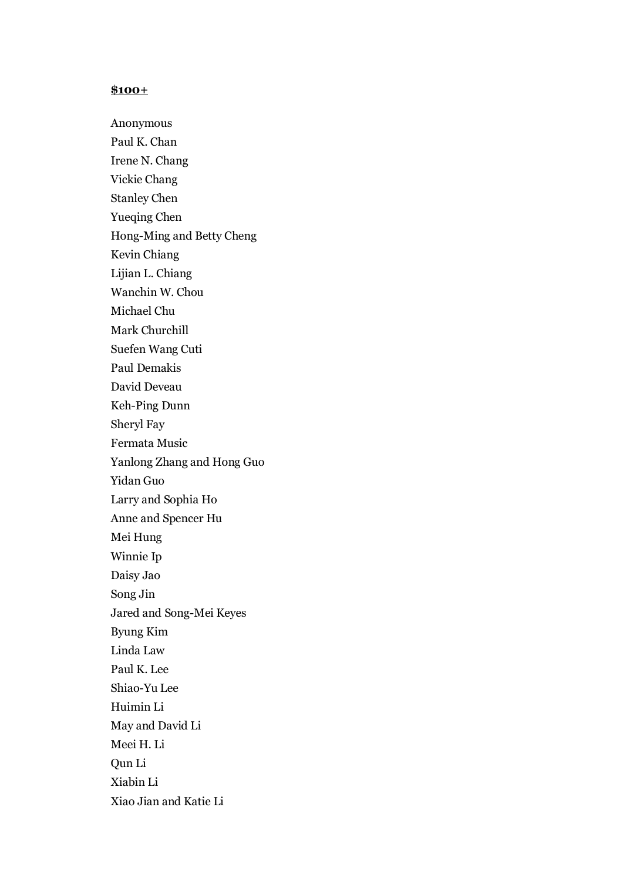**$100+**

Anonymous  
Paul K. Chan  
Irene N. Chang  
Vickie Chang  
Stanley Chen  
Yueqing Chen  
Hong-Ming and Betty Cheng  
Kevin Chiang  
Lijian L. Chiang  
Wanchin W. Chou  
Michael Chu  
Mark Churchill  
Suefen Wang Cuti  
Paul Demakis  
David Deveau  
Keh-Ping Dunn  
Sheryl Fay  
Fermata Music  
Yanlong Zhang and Hong Guo  
Yidan Guo  
Larry and Sophia Ho  
Anne and Spencer Hu  
Mei Hung  
Winnie Ip  
Daisy Jao  
Song Jin  
Jared and Song-Mei Keyes  
Byung Kim  
Linda Law  
Paul K. Lee  
Shiao-Yu Lee  
Huimin Li  
May and David Li  
Meei H. Li  
Qun Li  
Xiabin Li  
Xiao Jian and Katie Li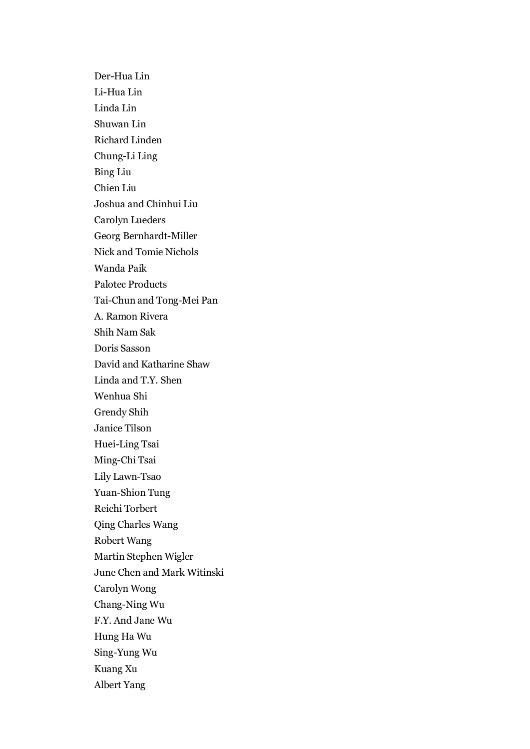Der-Hua Lin

Li-Hua Lin

Linda Lin

Shuwan Lin

Richard Linden

Chung-Li Ling

Bing Liu

Chien Liu

Joshua and Chinhui Liu

Carolyn Lueders

Georg Bernhardt-Miller

Nick and Tomie Nichols

Wanda Paik

Palotec Products

Tai-Chun and Tong-Mei Pan

A. Ramon Rivera

Shih Nam Sak

Doris Sasson

David and Katharine Shaw

Linda and T.Y. Shen

Wenhua Shi

Grendy Shih

Janice Tilson

Huei-Ling Tsai

Ming-Chi Tsai

Lily Lawn-Tsao

Yuan-Shion Tung

Reichi Torbert

Qing Charles Wang

Robert Wang

Martin Stephen Wigler

June Chen and Mark Witinski

Carolyn Wong

Chang-Ning Wu

F.Y. And Jane Wu

Hung Ha Wu

Sing-Yung Wu

Kuang Xu

Albert Yang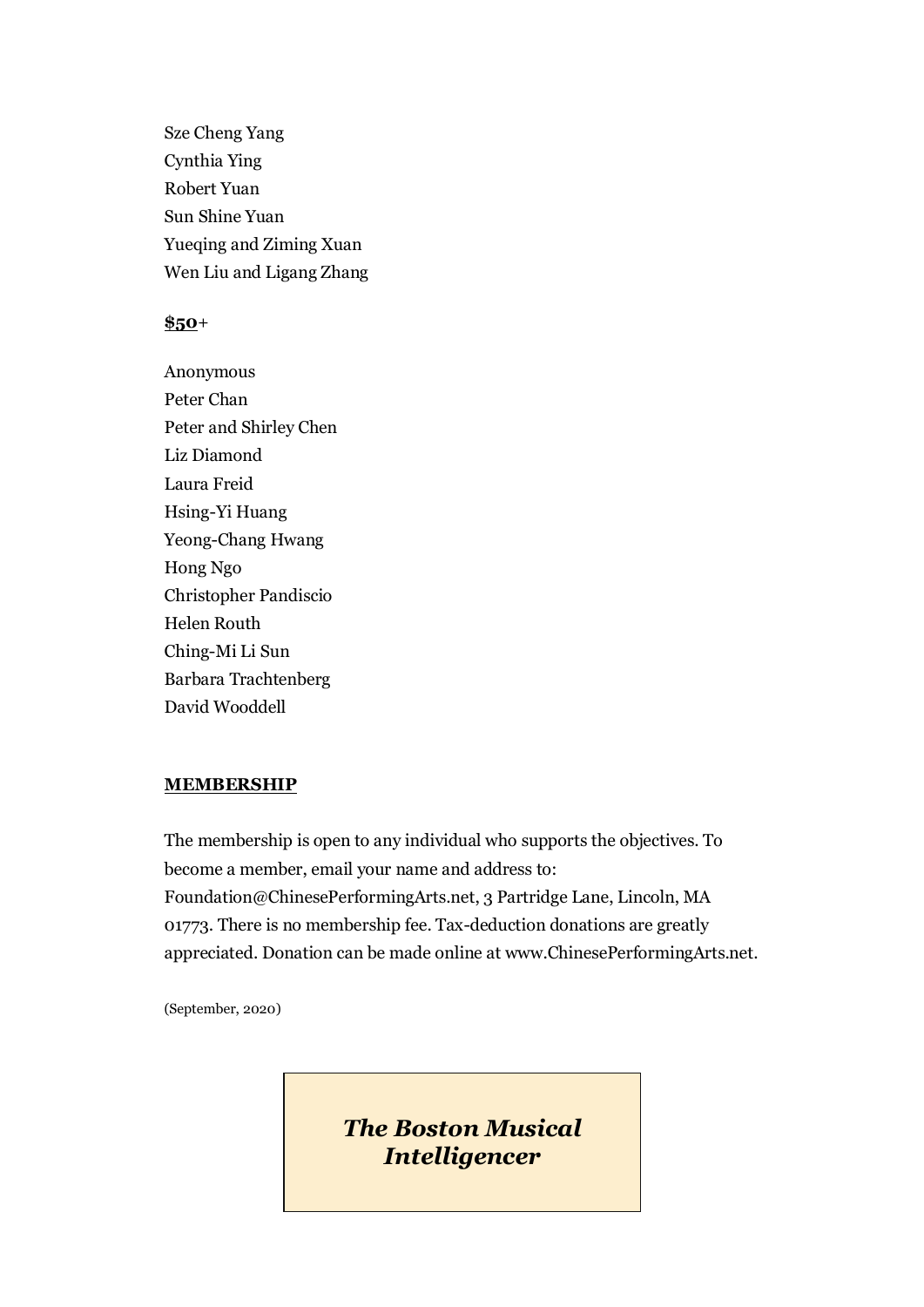Sze Cheng Yang
Cynthia Ying
Robert Yuan
Sun Shine Yuan
Yueqing and Ziming Xuan
Wen Liu and Ligang Zhang

**$50**+

Anonymous
Peter Chan
Peter and Shirley Chen
Liz Diamond
Laura Freid
Hsing-Yi Huang
Yeong-Chang Hwang
Hong Ngo
Christopher Pandiscio
Helen Routh
Ching-Mi Li Sun
Barbara Trachtenberg
David Wooddell

**MEMBERSHIP**

The membership is open to any individual who supports the objectives. To become a member, email your name and address to: Foundation@ChinesePerformingArts.net, 3 Partridge Lane, Lincoln, MA 01773. There is no membership fee. Tax-deduction donations are greatly appreciated. Donation can be made online at www.ChinesePerformingArts.net.

(September, 2020)

***The Boston Musical Intelligencer***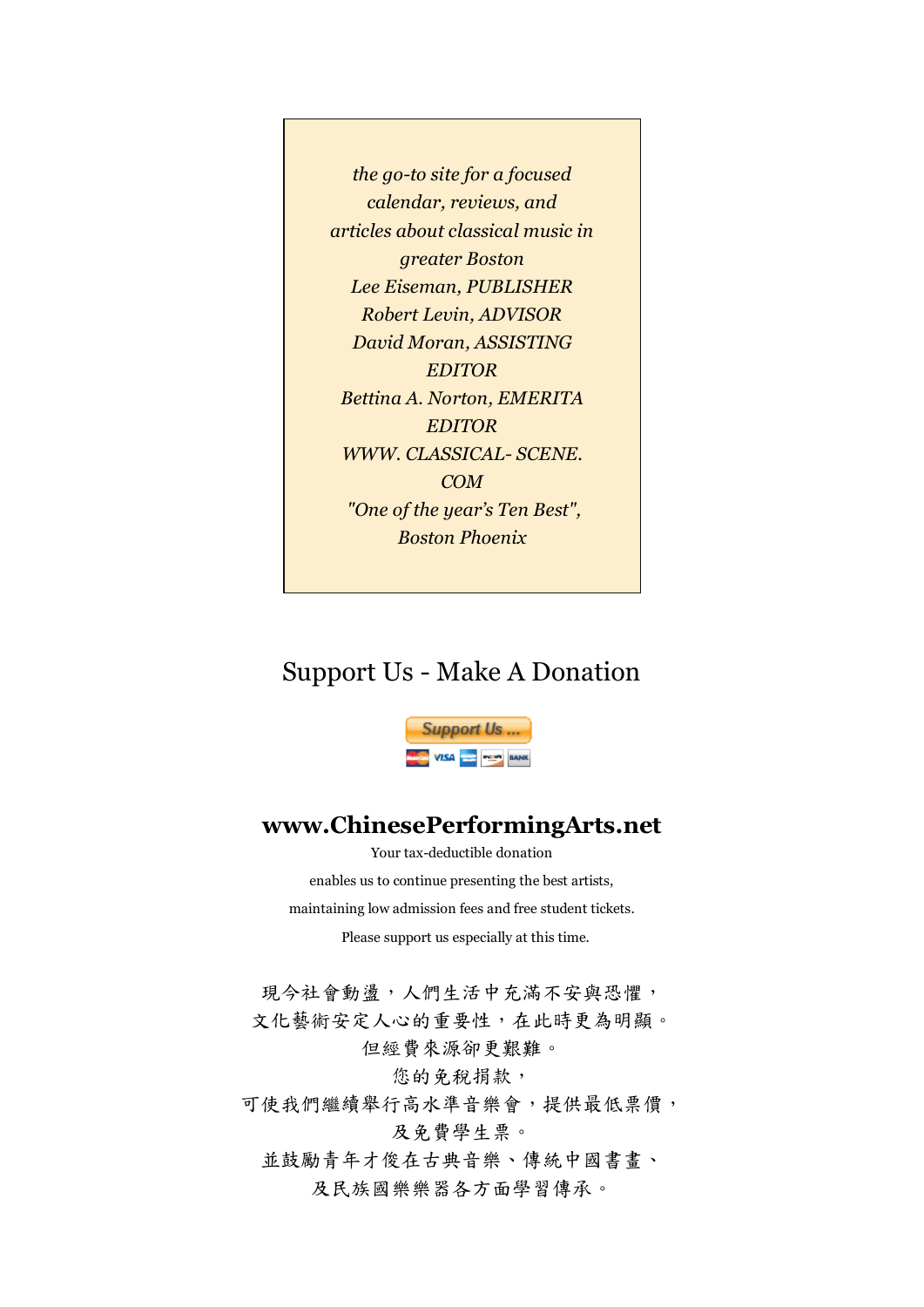*the go-to site for a focused calendar, reviews, and articles about classical music in greater Boston*

*Lee Eiseman, PUBLISHER*

*Robert Levin, ADVISOR*

*David Moran, ASSISTING EDITOR*

*Bettina A. Norton, EMERITA EDITOR*

*WWW. CLASSICAL- SCENE. COM*

*"One of the year's Ten Best", Boston Phoenix*

## Support Us - Make A Donation

Support Us ...

## www.ChinesePerformingArts.net

Your tax-deductible donation

enables us to continue presenting the best artists,

maintaining low admission fees and free student tickets.

Please support us especially at this time.

現今社會動盪，人們生活中充滿不安與恐懼，

文化藝術安定人心的重要性，在此時更為明顯。

但經費來源卻更艱難。

您的免稅捐款，

可使我們繼續舉行高水準音樂會，提供最低票價，

及免費學生票。

並鼓勵青年才俊在古典音樂、傳統中國書畫、

及民族國樂樂器各方面學習傳承。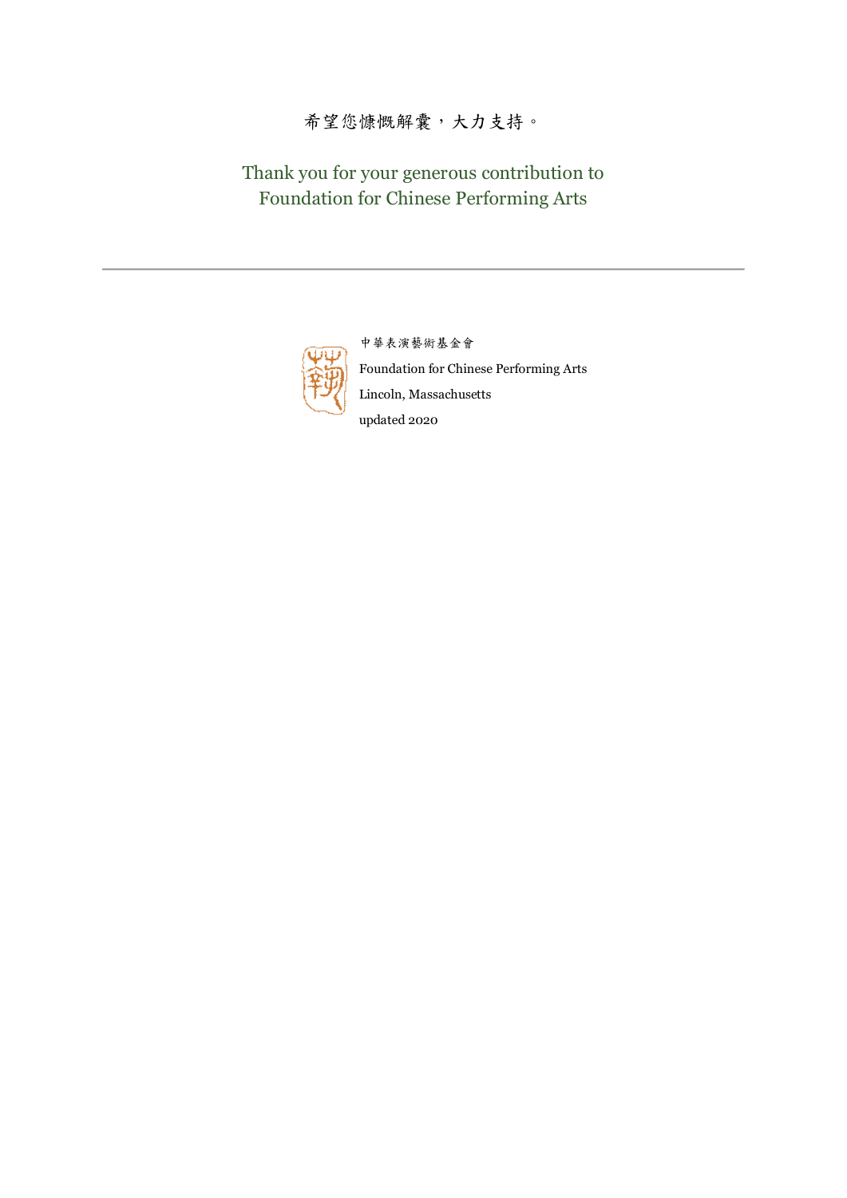希望您慷慨解囊，大力支持。

Thank you for your generous contribution to
Foundation for Chinese Performing Arts

---

中華表演藝術基金會

Foundation for Chinese Performing Arts

Lincoln, Massachusetts

updated 2020